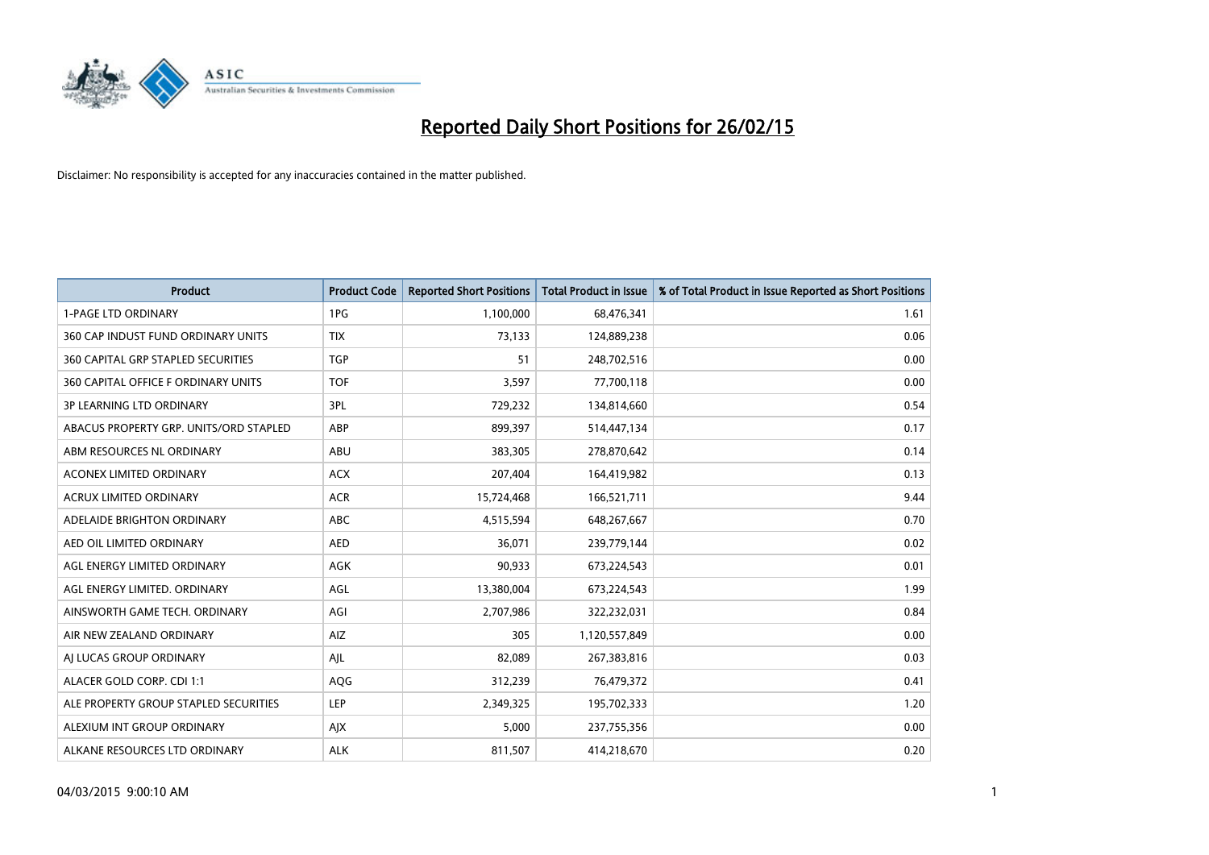# Reported Daily Short Positions for 26/02/15

Disclaimer: No responsibility is accepted for any inaccuracies contained in the matter published.

| Product | Product Code | Reported Short Positions | Total Product in Issue | % of Total Product in Issue Reported as Short Positions |
|---|---|---|---|---|
| 1-PAGE LTD ORDINARY | 1PG | 1,100,000 | 68,476,341 | 1.61 |
| 360 CAP INDUST FUND ORDINARY UNITS | TIX | 73,133 | 124,889,238 | 0.06 |
| 360 CAPITAL GRP STAPLED SECURITIES | TGP | 51 | 248,702,516 | 0.00 |
| 360 CAPITAL OFFICE F ORDINARY UNITS | TOF | 3,597 | 77,700,118 | 0.00 |
| 3P LEARNING LTD ORDINARY | 3PL | 729,232 | 134,814,660 | 0.54 |
| ABACUS PROPERTY GRP. UNITS/ORD STAPLED | ABP | 899,397 | 514,447,134 | 0.17 |
| ABM RESOURCES NL ORDINARY | ABU | 383,305 | 278,870,642 | 0.14 |
| ACONEX LIMITED ORDINARY | ACX | 207,404 | 164,419,982 | 0.13 |
| ACRUX LIMITED ORDINARY | ACR | 15,724,468 | 166,521,711 | 9.44 |
| ADELAIDE BRIGHTON ORDINARY | ABC | 4,515,594 | 648,267,667 | 0.70 |
| AED OIL LIMITED ORDINARY | AED | 36,071 | 239,779,144 | 0.02 |
| AGL ENERGY LIMITED ORDINARY | AGK | 90,933 | 673,224,543 | 0.01 |
| AGL ENERGY LIMITED. ORDINARY | AGL | 13,380,004 | 673,224,543 | 1.99 |
| AINSWORTH GAME TECH. ORDINARY | AGI | 2,707,986 | 322,232,031 | 0.84 |
| AIR NEW ZEALAND ORDINARY | AIZ | 305 | 1,120,557,849 | 0.00 |
| AJ LUCAS GROUP ORDINARY | AJL | 82,089 | 267,383,816 | 0.03 |
| ALACER GOLD CORP. CDI 1:1 | AQG | 312,239 | 76,479,372 | 0.41 |
| ALE PROPERTY GROUP STAPLED SECURITIES | LEP | 2,349,325 | 195,702,333 | 1.20 |
| ALEXIUM INT GROUP ORDINARY | AJX | 5,000 | 237,755,356 | 0.00 |
| ALKANE RESOURCES LTD ORDINARY | ALK | 811,507 | 414,218,670 | 0.20 |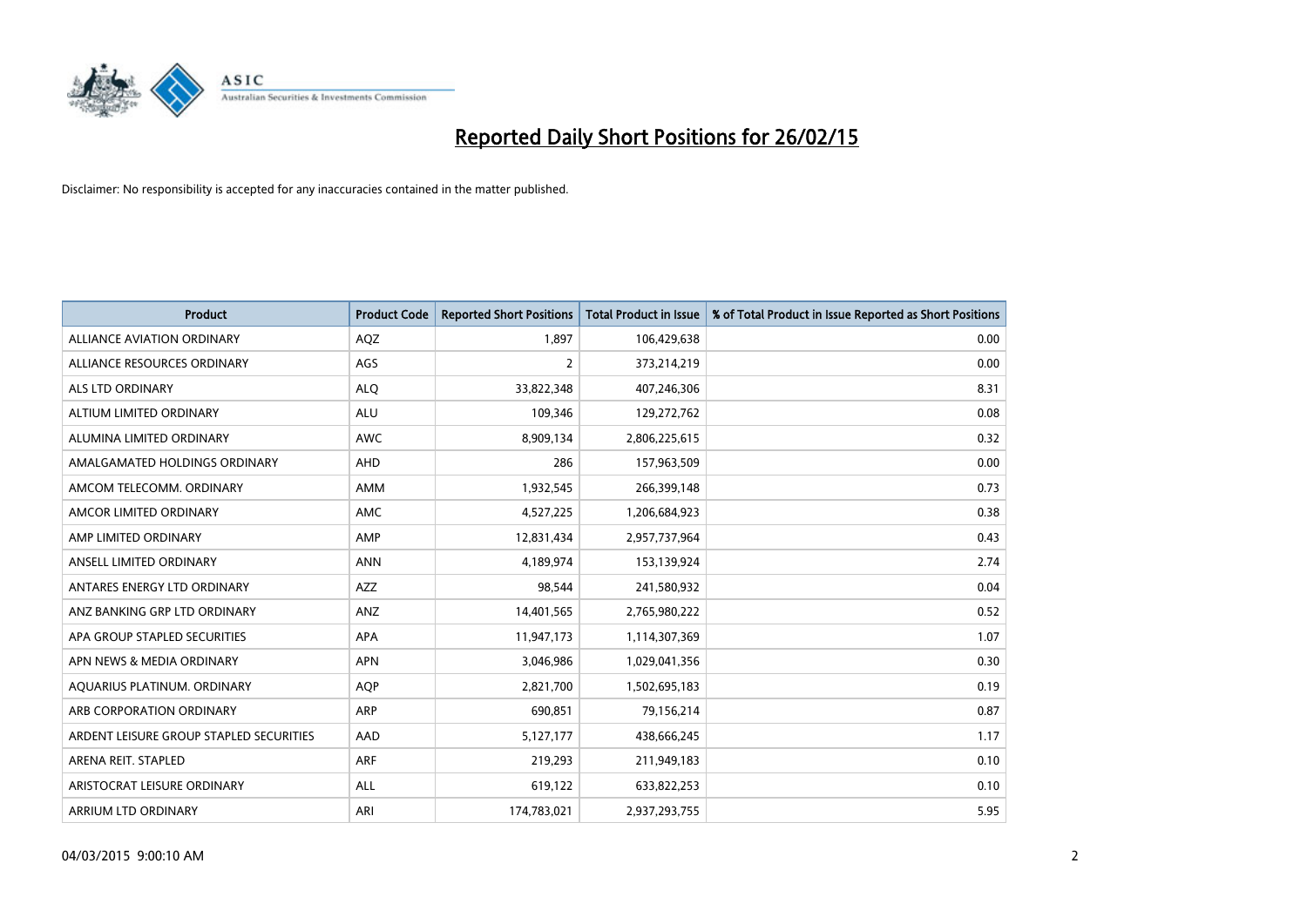# Reported Daily Short Positions for 26/02/15

Disclaimer: No responsibility is accepted for any inaccuracies contained in the matter published.

| Product | Product Code | Reported Short Positions | Total Product in Issue | % of Total Product in Issue Reported as Short Positions |
|---|---|---|---|---|
| ALLIANCE AVIATION ORDINARY | AQZ | 1,897 | 106,429,638 | 0.00 |
| ALLIANCE RESOURCES ORDINARY | AGS | 2 | 373,214,219 | 0.00 |
| ALS LTD ORDINARY | ALQ | 33,822,348 | 407,246,306 | 8.31 |
| ALTIUM LIMITED ORDINARY | ALU | 109,346 | 129,272,762 | 0.08 |
| ALUMINA LIMITED ORDINARY | AWC | 8,909,134 | 2,806,225,615 | 0.32 |
| AMALGAMATED HOLDINGS ORDINARY | AHD | 286 | 157,963,509 | 0.00 |
| AMCOM TELECOMM. ORDINARY | AMM | 1,932,545 | 266,399,148 | 0.73 |
| AMCOR LIMITED ORDINARY | AMC | 4,527,225 | 1,206,684,923 | 0.38 |
| AMP LIMITED ORDINARY | AMP | 12,831,434 | 2,957,737,964 | 0.43 |
| ANSELL LIMITED ORDINARY | ANN | 4,189,974 | 153,139,924 | 2.74 |
| ANTARES ENERGY LTD ORDINARY | AZZ | 98,544 | 241,580,932 | 0.04 |
| ANZ BANKING GRP LTD ORDINARY | ANZ | 14,401,565 | 2,765,980,222 | 0.52 |
| APA GROUP STAPLED SECURITIES | APA | 11,947,173 | 1,114,307,369 | 1.07 |
| APN NEWS & MEDIA ORDINARY | APN | 3,046,986 | 1,029,041,356 | 0.30 |
| AQUARIUS PLATINUM. ORDINARY | AQP | 2,821,700 | 1,502,695,183 | 0.19 |
| ARB CORPORATION ORDINARY | ARP | 690,851 | 79,156,214 | 0.87 |
| ARDENT LEISURE GROUP STAPLED SECURITIES | AAD | 5,127,177 | 438,666,245 | 1.17 |
| ARENA REIT. STAPLED | ARF | 219,293 | 211,949,183 | 0.10 |
| ARISTOCRAT LEISURE ORDINARY | ALL | 619,122 | 633,822,253 | 0.10 |
| ARRIUM LTD ORDINARY | ARI | 174,783,021 | 2,937,293,755 | 5.95 |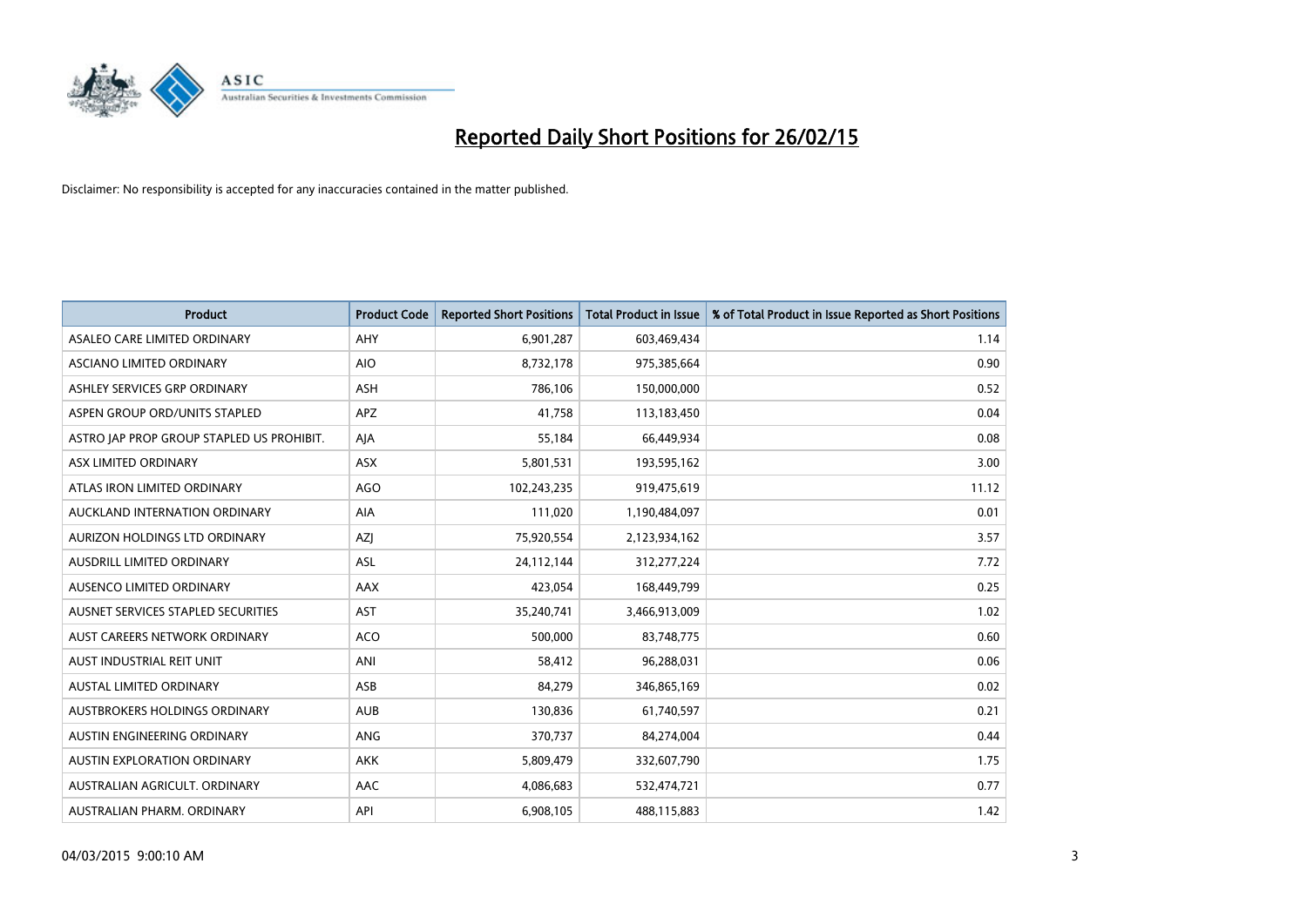# Reported Daily Short Positions for 26/02/15

Disclaimer: No responsibility is accepted for any inaccuracies contained in the matter published.

| Product | Product Code | Reported Short Positions | Total Product in Issue | % of Total Product in Issue Reported as Short Positions |
|---|---|---|---|---|
| ASALEO CARE LIMITED ORDINARY | AHY | 6,901,287 | 603,469,434 | 1.14 |
| ASCIANO LIMITED ORDINARY | AIO | 8,732,178 | 975,385,664 | 0.90 |
| ASHLEY SERVICES GRP ORDINARY | ASH | 786,106 | 150,000,000 | 0.52 |
| ASPEN GROUP ORD/UNITS STAPLED | APZ | 41,758 | 113,183,450 | 0.04 |
| ASTRO JAP PROP GROUP STAPLED US PROHIBIT. | AJA | 55,184 | 66,449,934 | 0.08 |
| ASX LIMITED ORDINARY | ASX | 5,801,531 | 193,595,162 | 3.00 |
| ATLAS IRON LIMITED ORDINARY | AGO | 102,243,235 | 919,475,619 | 11.12 |
| AUCKLAND INTERNATION ORDINARY | AIA | 111,020 | 1,190,484,097 | 0.01 |
| AURIZON HOLDINGS LTD ORDINARY | AZJ | 75,920,554 | 2,123,934,162 | 3.57 |
| AUSDRILL LIMITED ORDINARY | ASL | 24,112,144 | 312,277,224 | 7.72 |
| AUSENCO LIMITED ORDINARY | AAX | 423,054 | 168,449,799 | 0.25 |
| AUSNET SERVICES STAPLED SECURITIES | AST | 35,240,741 | 3,466,913,009 | 1.02 |
| AUST CAREERS NETWORK ORDINARY | ACO | 500,000 | 83,748,775 | 0.60 |
| AUST INDUSTRIAL REIT UNIT | ANI | 58,412 | 96,288,031 | 0.06 |
| AUSTAL LIMITED ORDINARY | ASB | 84,279 | 346,865,169 | 0.02 |
| AUSTBROKERS HOLDINGS ORDINARY | AUB | 130,836 | 61,740,597 | 0.21 |
| AUSTIN ENGINEERING ORDINARY | ANG | 370,737 | 84,274,004 | 0.44 |
| AUSTIN EXPLORATION ORDINARY | AKK | 5,809,479 | 332,607,790 | 1.75 |
| AUSTRALIAN AGRICULT. ORDINARY | AAC | 4,086,683 | 532,474,721 | 0.77 |
| AUSTRALIAN PHARM. ORDINARY | API | 6,908,105 | 488,115,883 | 1.42 |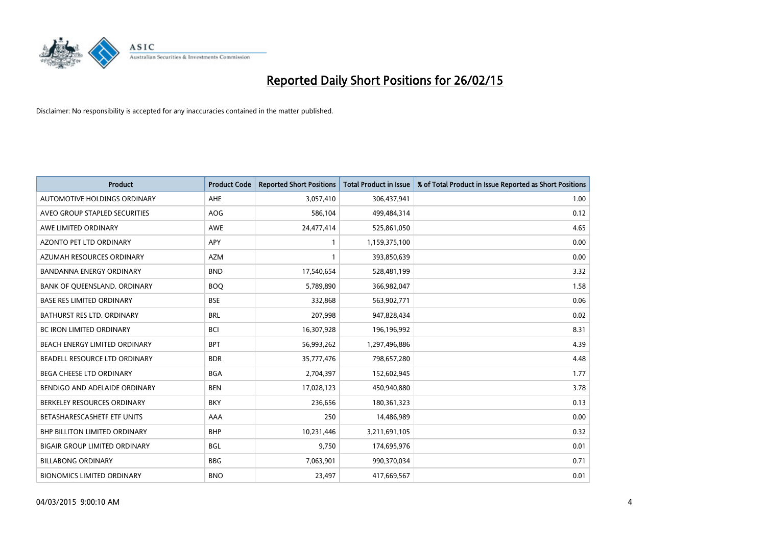# Reported Daily Short Positions for 26/02/15

Disclaimer: No responsibility is accepted for any inaccuracies contained in the matter published.

| Product | Product Code | Reported Short Positions | Total Product in Issue | % of Total Product in Issue Reported as Short Positions |
|---|---|---|---|---|
| AUTOMOTIVE HOLDINGS ORDINARY | AHE | 3,057,410 | 306,437,941 | 1.00 |
| AVEO GROUP STAPLED SECURITIES | AOG | 586,104 | 499,484,314 | 0.12 |
| AWE LIMITED ORDINARY | AWE | 24,477,414 | 525,861,050 | 4.65 |
| AZONTO PET LTD ORDINARY | APY | 1 | 1,159,375,100 | 0.00 |
| AZUMAH RESOURCES ORDINARY | AZM | 1 | 393,850,639 | 0.00 |
| BANDANNA ENERGY ORDINARY | BND | 17,540,654 | 528,481,199 | 3.32 |
| BANK OF QUEENSLAND. ORDINARY | BOQ | 5,789,890 | 366,982,047 | 1.58 |
| BASE RES LIMITED ORDINARY | BSE | 332,868 | 563,902,771 | 0.06 |
| BATHURST RES LTD. ORDINARY | BRL | 207,998 | 947,828,434 | 0.02 |
| BC IRON LIMITED ORDINARY | BCI | 16,307,928 | 196,196,992 | 8.31 |
| BEACH ENERGY LIMITED ORDINARY | BPT | 56,993,262 | 1,297,496,886 | 4.39 |
| BEADELL RESOURCE LTD ORDINARY | BDR | 35,777,476 | 798,657,280 | 4.48 |
| BEGA CHEESE LTD ORDINARY | BGA | 2,704,397 | 152,602,945 | 1.77 |
| BENDIGO AND ADELAIDE ORDINARY | BEN | 17,028,123 | 450,940,880 | 3.78 |
| BERKELEY RESOURCES ORDINARY | BKY | 236,656 | 180,361,323 | 0.13 |
| BETASHARESCASHETF ETF UNITS | AAA | 250 | 14,486,989 | 0.00 |
| BHP BILLITON LIMITED ORDINARY | BHP | 10,231,446 | 3,211,691,105 | 0.32 |
| BIGAIR GROUP LIMITED ORDINARY | BGL | 9,750 | 174,695,976 | 0.01 |
| BILLABONG ORDINARY | BBG | 7,063,901 | 990,370,034 | 0.71 |
| BIONOMICS LIMITED ORDINARY | BNO | 23,497 | 417,669,567 | 0.01 |

04/03/2015 9:00:10 AM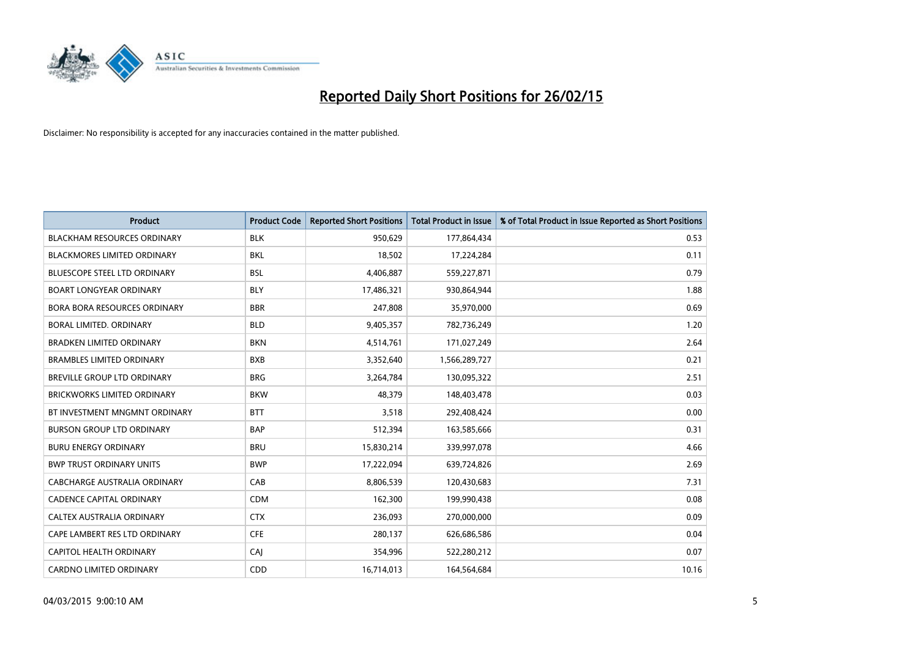# Reported Daily Short Positions for 26/02/15

Disclaimer: No responsibility is accepted for any inaccuracies contained in the matter published.

| Product | Product Code | Reported Short Positions | Total Product in Issue | % of Total Product in Issue Reported as Short Positions |
|---|---|---|---|---|
| BLACKHAM RESOURCES ORDINARY | BLK | 950,629 | 177,864,434 | 0.53 |
| BLACKMORES LIMITED ORDINARY | BKL | 18,502 | 17,224,284 | 0.11 |
| BLUESCOPE STEEL LTD ORDINARY | BSL | 4,406,887 | 559,227,871 | 0.79 |
| BOART LONGYEAR ORDINARY | BLY | 17,486,321 | 930,864,944 | 1.88 |
| BORA BORA RESOURCES ORDINARY | BBR | 247,808 | 35,970,000 | 0.69 |
| BORAL LIMITED. ORDINARY | BLD | 9,405,357 | 782,736,249 | 1.20 |
| BRADKEN LIMITED ORDINARY | BKN | 4,514,761 | 171,027,249 | 2.64 |
| BRAMBLES LIMITED ORDINARY | BXB | 3,352,640 | 1,566,289,727 | 0.21 |
| BREVILLE GROUP LTD ORDINARY | BRG | 3,264,784 | 130,095,322 | 2.51 |
| BRICKWORKS LIMITED ORDINARY | BKW | 48,379 | 148,403,478 | 0.03 |
| BT INVESTMENT MNGMNT ORDINARY | BTT | 3,518 | 292,408,424 | 0.00 |
| BURSON GROUP LTD ORDINARY | BAP | 512,394 | 163,585,666 | 0.31 |
| BURU ENERGY ORDINARY | BRU | 15,830,214 | 339,997,078 | 4.66 |
| BWP TRUST ORDINARY UNITS | BWP | 17,222,094 | 639,724,826 | 2.69 |
| CABCHARGE AUSTRALIA ORDINARY | CAB | 8,806,539 | 120,430,683 | 7.31 |
| CADENCE CAPITAL ORDINARY | CDM | 162,300 | 199,990,438 | 0.08 |
| CALTEX AUSTRALIA ORDINARY | CTX | 236,093 | 270,000,000 | 0.09 |
| CAPE LAMBERT RES LTD ORDINARY | CFE | 280,137 | 626,686,586 | 0.04 |
| CAPITOL HEALTH ORDINARY | CAJ | 354,996 | 522,280,212 | 0.07 |
| CARDNO LIMITED ORDINARY | CDD | 16,714,013 | 164,564,684 | 10.16 |

04/03/2015 9:00:10 AM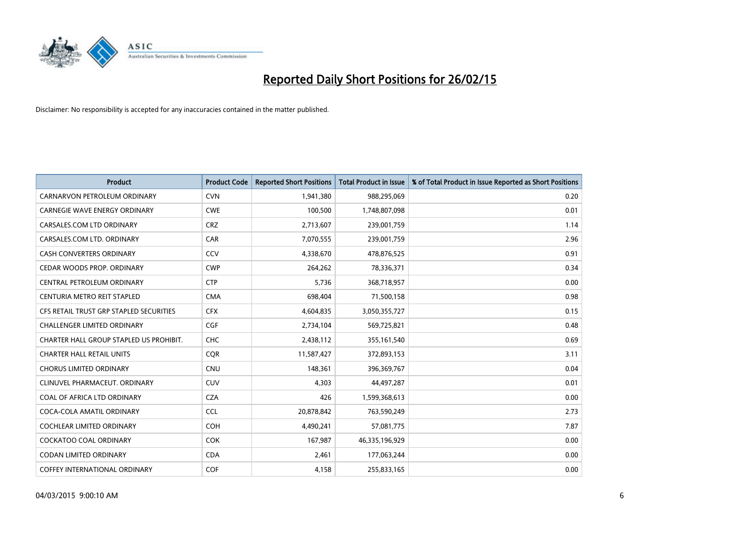# Reported Daily Short Positions for 26/02/15

Disclaimer: No responsibility is accepted for any inaccuracies contained in the matter published.

| Product | Product Code | Reported Short Positions | Total Product in Issue | % of Total Product in Issue Reported as Short Positions |
|---|---|---|---|---|
| CARNARVON PETROLEUM ORDINARY | CVN | 1,941,380 | 988,295,069 | 0.20 |
| CARNEGIE WAVE ENERGY ORDINARY | CWE | 100,500 | 1,748,807,098 | 0.01 |
| CARSALES.COM LTD ORDINARY | CRZ | 2,713,607 | 239,001,759 | 1.14 |
| CARSALES.COM LTD. ORDINARY | CAR | 7,070,555 | 239,001,759 | 2.96 |
| CASH CONVERTERS ORDINARY | CCV | 4,338,670 | 478,876,525 | 0.91 |
| CEDAR WOODS PROP. ORDINARY | CWP | 264,262 | 78,336,371 | 0.34 |
| CENTRAL PETROLEUM ORDINARY | CTP | 5,736 | 368,718,957 | 0.00 |
| CENTURIA METRO REIT STAPLED | CMA | 698,404 | 71,500,158 | 0.98 |
| CFS RETAIL TRUST GRP STAPLED SECURITIES | CFX | 4,604,835 | 3,050,355,727 | 0.15 |
| CHALLENGER LIMITED ORDINARY | CGF | 2,734,104 | 569,725,821 | 0.48 |
| CHARTER HALL GROUP STAPLED US PROHIBIT. | CHC | 2,438,112 | 355,161,540 | 0.69 |
| CHARTER HALL RETAIL UNITS | CQR | 11,587,427 | 372,893,153 | 3.11 |
| CHORUS LIMITED ORDINARY | CNU | 148,361 | 396,369,767 | 0.04 |
| CLINUVEL PHARMACEUT. ORDINARY | CUV | 4,303 | 44,497,287 | 0.01 |
| COAL OF AFRICA LTD ORDINARY | CZA | 426 | 1,599,368,613 | 0.00 |
| COCA-COLA AMATIL ORDINARY | CCL | 20,878,842 | 763,590,249 | 2.73 |
| COCHLEAR LIMITED ORDINARY | COH | 4,490,241 | 57,081,775 | 7.87 |
| COCKATOO COAL ORDINARY | COK | 167,987 | 46,335,196,929 | 0.00 |
| CODAN LIMITED ORDINARY | CDA | 2,461 | 177,063,244 | 0.00 |
| COFFEY INTERNATIONAL ORDINARY | COF | 4,158 | 255,833,165 | 0.00 |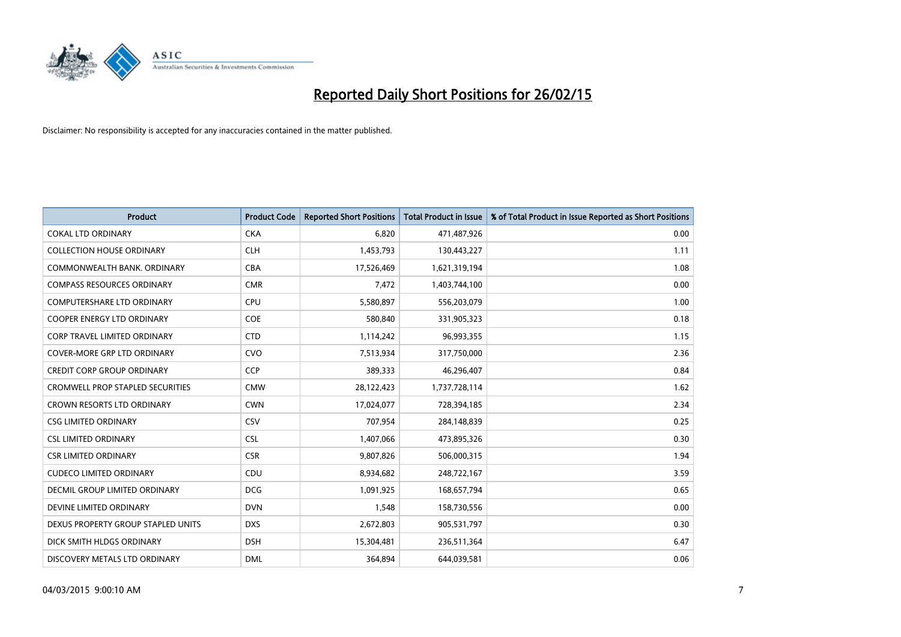# Reported Daily Short Positions for 26/02/15

Disclaimer: No responsibility is accepted for any inaccuracies contained in the matter published.

| Product | Product Code | Reported Short Positions | Total Product in Issue | % of Total Product in Issue Reported as Short Positions |
|---|---|---|---|---|
| COKAL LTD ORDINARY | CKA | 6,820 | 471,487,926 | 0.00 |
| COLLECTION HOUSE ORDINARY | CLH | 1,453,793 | 130,443,227 | 1.11 |
| COMMONWEALTH BANK. ORDINARY | CBA | 17,526,469 | 1,621,319,194 | 1.08 |
| COMPASS RESOURCES ORDINARY | CMR | 7,472 | 1,403,744,100 | 0.00 |
| COMPUTERSHARE LTD ORDINARY | CPU | 5,580,897 | 556,203,079 | 1.00 |
| COOPER ENERGY LTD ORDINARY | COE | 580,840 | 331,905,323 | 0.18 |
| CORP TRAVEL LIMITED ORDINARY | CTD | 1,114,242 | 96,993,355 | 1.15 |
| COVER-MORE GRP LTD ORDINARY | CVO | 7,513,934 | 317,750,000 | 2.36 |
| CREDIT CORP GROUP ORDINARY | CCP | 389,333 | 46,296,407 | 0.84 |
| CROMWELL PROP STAPLED SECURITIES | CMW | 28,122,423 | 1,737,728,114 | 1.62 |
| CROWN RESORTS LTD ORDINARY | CWN | 17,024,077 | 728,394,185 | 2.34 |
| CSG LIMITED ORDINARY | CSV | 707,954 | 284,148,839 | 0.25 |
| CSL LIMITED ORDINARY | CSL | 1,407,066 | 473,895,326 | 0.30 |
| CSR LIMITED ORDINARY | CSR | 9,807,826 | 506,000,315 | 1.94 |
| CUDECO LIMITED ORDINARY | CDU | 8,934,682 | 248,722,167 | 3.59 |
| DECMIL GROUP LIMITED ORDINARY | DCG | 1,091,925 | 168,657,794 | 0.65 |
| DEVINE LIMITED ORDINARY | DVN | 1,548 | 158,730,556 | 0.00 |
| DEXUS PROPERTY GROUP STAPLED UNITS | DXS | 2,672,803 | 905,531,797 | 0.30 |
| DICK SMITH HLDGS ORDINARY | DSH | 15,304,481 | 236,511,364 | 6.47 |
| DISCOVERY METALS LTD ORDINARY | DML | 364,894 | 644,039,581 | 0.06 |

04/03/2015 9:00:10 AM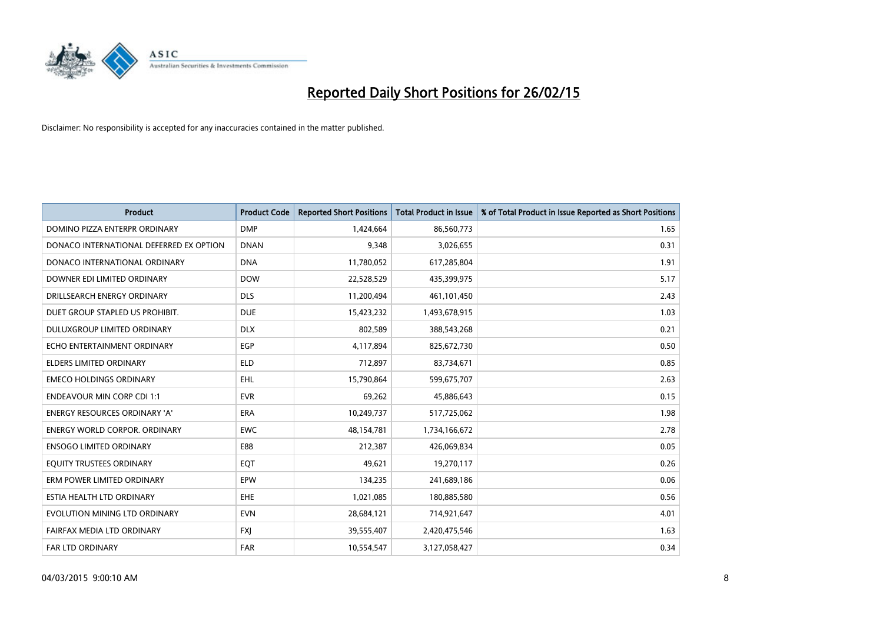# Reported Daily Short Positions for 26/02/15

Disclaimer: No responsibility is accepted for any inaccuracies contained in the matter published.

| Product | Product Code | Reported Short Positions | Total Product in Issue | % of Total Product in Issue Reported as Short Positions |
| --- | --- | --- | --- | --- |
| DOMINO PIZZA ENTERPR ORDINARY | DMP | 1,424,664 | 86,560,773 | 1.65 |
| DONACO INTERNATIONAL DEFERRED EX OPTION | DNAN | 9,348 | 3,026,655 | 0.31 |
| DONACO INTERNATIONAL ORDINARY | DNA | 11,780,052 | 617,285,804 | 1.91 |
| DOWNER EDI LIMITED ORDINARY | DOW | 22,528,529 | 435,399,975 | 5.17 |
| DRILLSEARCH ENERGY ORDINARY | DLS | 11,200,494 | 461,101,450 | 2.43 |
| DUET GROUP STAPLED US PROHIBIT. | DUE | 15,423,232 | 1,493,678,915 | 1.03 |
| DULUXGROUP LIMITED ORDINARY | DLX | 802,589 | 388,543,268 | 0.21 |
| ECHO ENTERTAINMENT ORDINARY | EGP | 4,117,894 | 825,672,730 | 0.50 |
| ELDERS LIMITED ORDINARY | ELD | 712,897 | 83,734,671 | 0.85 |
| EMECO HOLDINGS ORDINARY | EHL | 15,790,864 | 599,675,707 | 2.63 |
| ENDEAVOUR MIN CORP CDI 1:1 | EVR | 69,262 | 45,886,643 | 0.15 |
| ENERGY RESOURCES ORDINARY 'A' | ERA | 10,249,737 | 517,725,062 | 1.98 |
| ENERGY WORLD CORPOR. ORDINARY | EWC | 48,154,781 | 1,734,166,672 | 2.78 |
| ENSOGO LIMITED ORDINARY | E88 | 212,387 | 426,069,834 | 0.05 |
| EQUITY TRUSTEES ORDINARY | EQT | 49,621 | 19,270,117 | 0.26 |
| ERM POWER LIMITED ORDINARY | EPW | 134,235 | 241,689,186 | 0.06 |
| ESTIA HEALTH LTD ORDINARY | EHE | 1,021,085 | 180,885,580 | 0.56 |
| EVOLUTION MINING LTD ORDINARY | EVN | 28,684,121 | 714,921,647 | 4.01 |
| FAIRFAX MEDIA LTD ORDINARY | FXJ | 39,555,407 | 2,420,475,546 | 1.63 |
| FAR LTD ORDINARY | FAR | 10,554,547 | 3,127,058,427 | 0.34 |

04/03/2015 9:00:10 AM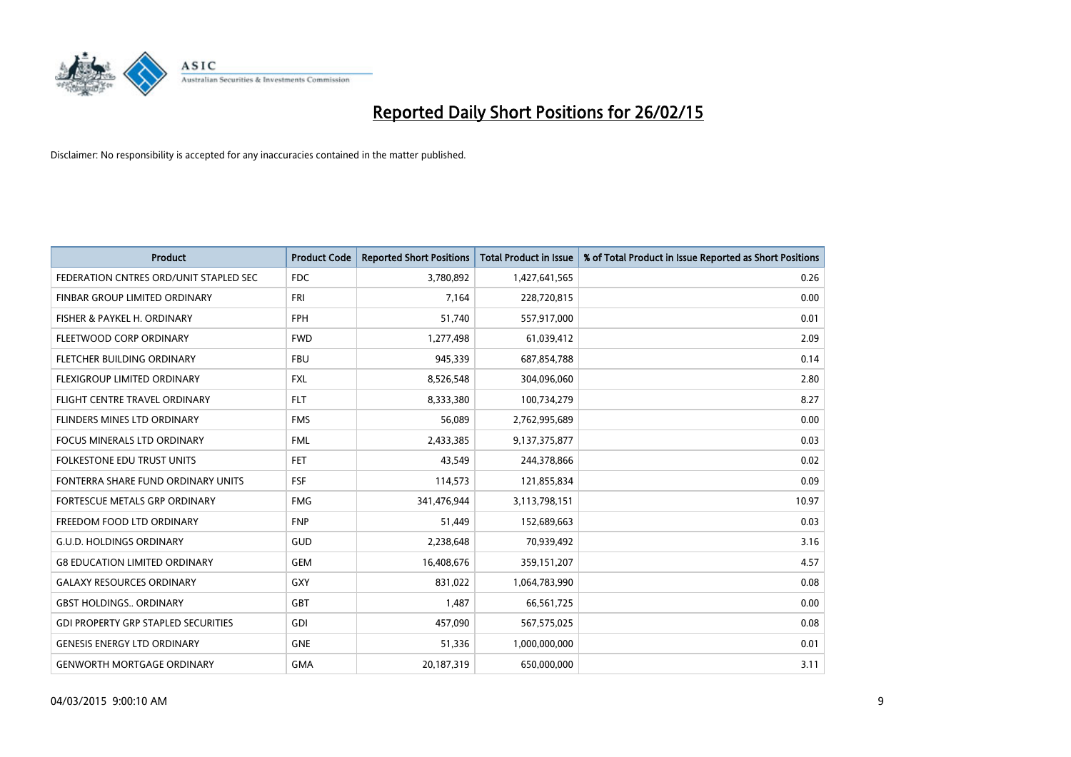# Reported Daily Short Positions for 26/02/15

Disclaimer: No responsibility is accepted for any inaccuracies contained in the matter published.

| Product | Product Code | Reported Short Positions | Total Product in Issue | % of Total Product in Issue Reported as Short Positions |
|---|---|---|---|---|
| FEDERATION CNTRES ORD/UNIT STAPLED SEC | FDC | 3,780,892 | 1,427,641,565 | 0.26 |
| FINBAR GROUP LIMITED ORDINARY | FRI | 7,164 | 228,720,815 | 0.00 |
| FISHER & PAYKEL H. ORDINARY | FPH | 51,740 | 557,917,000 | 0.01 |
| FLEETWOOD CORP ORDINARY | FWD | 1,277,498 | 61,039,412 | 2.09 |
| FLETCHER BUILDING ORDINARY | FBU | 945,339 | 687,854,788 | 0.14 |
| FLEXIGROUP LIMITED ORDINARY | FXL | 8,526,548 | 304,096,060 | 2.80 |
| FLIGHT CENTRE TRAVEL ORDINARY | FLT | 8,333,380 | 100,734,279 | 8.27 |
| FLINDERS MINES LTD ORDINARY | FMS | 56,089 | 2,762,995,689 | 0.00 |
| FOCUS MINERALS LTD ORDINARY | FML | 2,433,385 | 9,137,375,877 | 0.03 |
| FOLKESTONE EDU TRUST UNITS | FET | 43,549 | 244,378,866 | 0.02 |
| FONTERRA SHARE FUND ORDINARY UNITS | FSF | 114,573 | 121,855,834 | 0.09 |
| FORTESCUE METALS GRP ORDINARY | FMG | 341,476,944 | 3,113,798,151 | 10.97 |
| FREEDOM FOOD LTD ORDINARY | FNP | 51,449 | 152,689,663 | 0.03 |
| G.U.D. HOLDINGS ORDINARY | GUD | 2,238,648 | 70,939,492 | 3.16 |
| G8 EDUCATION LIMITED ORDINARY | GEM | 16,408,676 | 359,151,207 | 4.57 |
| GALAXY RESOURCES ORDINARY | GXY | 831,022 | 1,064,783,990 | 0.08 |
| GBST HOLDINGS.. ORDINARY | GBT | 1,487 | 66,561,725 | 0.00 |
| GDI PROPERTY GRP STAPLED SECURITIES | GDI | 457,090 | 567,575,025 | 0.08 |
| GENESIS ENERGY LTD ORDINARY | GNE | 51,336 | 1,000,000,000 | 0.01 |
| GENWORTH MORTGAGE ORDINARY | GMA | 20,187,319 | 650,000,000 | 3.11 |

04/03/2015 9:00:10 AM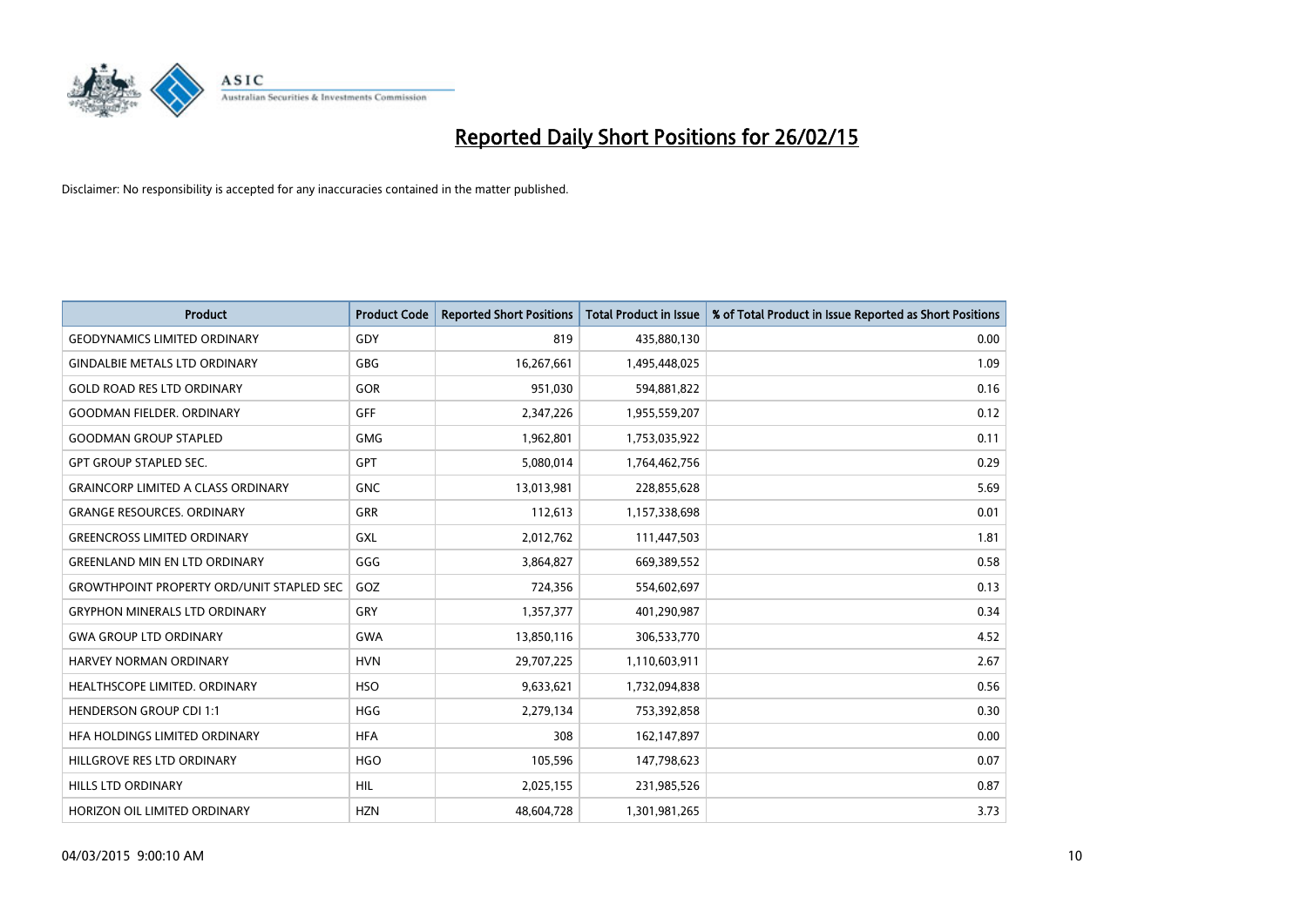# Reported Daily Short Positions for 26/02/15

Disclaimer: No responsibility is accepted for any inaccuracies contained in the matter published.

| Product | Product Code | Reported Short Positions | Total Product in Issue | % of Total Product in Issue Reported as Short Positions |
|---|---|---|---|---|
| GEODYNAMICS LIMITED ORDINARY | GDY | 819 | 435,880,130 | 0.00 |
| GINDALBIE METALS LTD ORDINARY | GBG | 16,267,661 | 1,495,448,025 | 1.09 |
| GOLD ROAD RES LTD ORDINARY | GOR | 951,030 | 594,881,822 | 0.16 |
| GOODMAN FIELDER. ORDINARY | GFF | 2,347,226 | 1,955,559,207 | 0.12 |
| GOODMAN GROUP STAPLED | GMG | 1,962,801 | 1,753,035,922 | 0.11 |
| GPT GROUP STAPLED SEC. | GPT | 5,080,014 | 1,764,462,756 | 0.29 |
| GRAINCORP LIMITED A CLASS ORDINARY | GNC | 13,013,981 | 228,855,628 | 5.69 |
| GRANGE RESOURCES. ORDINARY | GRR | 112,613 | 1,157,338,698 | 0.01 |
| GREENCROSS LIMITED ORDINARY | GXL | 2,012,762 | 111,447,503 | 1.81 |
| GREENLAND MIN EN LTD ORDINARY | GGG | 3,864,827 | 669,389,552 | 0.58 |
| GROWTHPOINT PROPERTY ORD/UNIT STAPLED SEC | GOZ | 724,356 | 554,602,697 | 0.13 |
| GRYPHON MINERALS LTD ORDINARY | GRY | 1,357,377 | 401,290,987 | 0.34 |
| GWA GROUP LTD ORDINARY | GWA | 13,850,116 | 306,533,770 | 4.52 |
| HARVEY NORMAN ORDINARY | HVN | 29,707,225 | 1,110,603,911 | 2.67 |
| HEALTHSCOPE LIMITED. ORDINARY | HSO | 9,633,621 | 1,732,094,838 | 0.56 |
| HENDERSON GROUP CDI 1:1 | HGG | 2,279,134 | 753,392,858 | 0.30 |
| HFA HOLDINGS LIMITED ORDINARY | HFA | 308 | 162,147,897 | 0.00 |
| HILLGROVE RES LTD ORDINARY | HGO | 105,596 | 147,798,623 | 0.07 |
| HILLS LTD ORDINARY | HIL | 2,025,155 | 231,985,526 | 0.87 |
| HORIZON OIL LIMITED ORDINARY | HZN | 48,604,728 | 1,301,981,265 | 3.73 |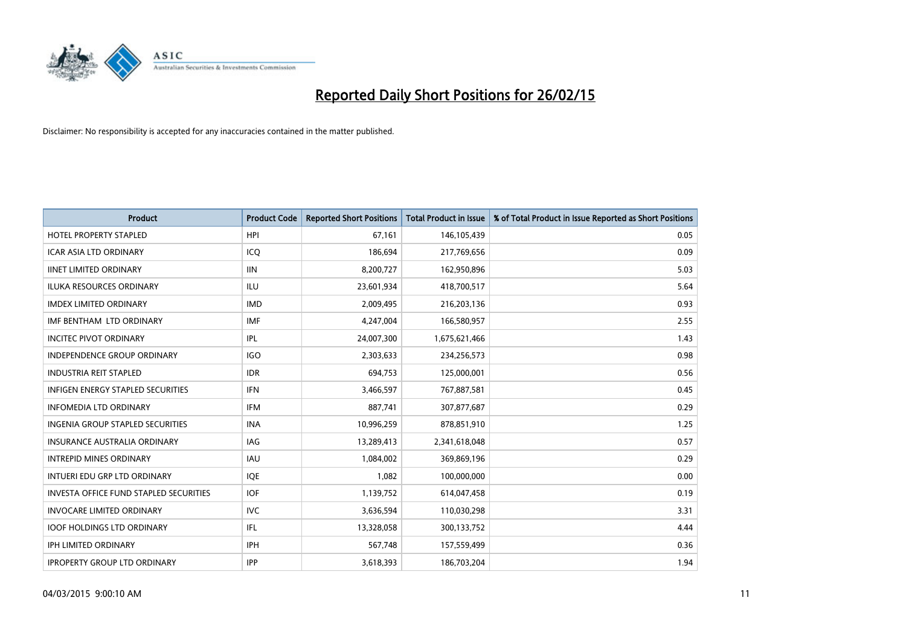# Reported Daily Short Positions for 26/02/15

Disclaimer: No responsibility is accepted for any inaccuracies contained in the matter published.

| Product | Product Code | Reported Short Positions | Total Product in Issue | % of Total Product in Issue Reported as Short Positions |
|---|---|---|---|---|
| HOTEL PROPERTY STAPLED | HPI | 67,161 | 146,105,439 | 0.05 |
| ICAR ASIA LTD ORDINARY | ICQ | 186,694 | 217,769,656 | 0.09 |
| IINET LIMITED ORDINARY | IIN | 8,200,727 | 162,950,896 | 5.03 |
| ILUKA RESOURCES ORDINARY | ILU | 23,601,934 | 418,700,517 | 5.64 |
| IMDEX LIMITED ORDINARY | IMD | 2,009,495 | 216,203,136 | 0.93 |
| IMF BENTHAM LTD ORDINARY | IMF | 4,247,004 | 166,580,957 | 2.55 |
| INCITEC PIVOT ORDINARY | IPL | 24,007,300 | 1,675,621,466 | 1.43 |
| INDEPENDENCE GROUP ORDINARY | IGO | 2,303,633 | 234,256,573 | 0.98 |
| INDUSTRIA REIT STAPLED | IDR | 694,753 | 125,000,001 | 0.56 |
| INFIGEN ENERGY STAPLED SECURITIES | IFN | 3,466,597 | 767,887,581 | 0.45 |
| INFOMEDIA LTD ORDINARY | IFM | 887,741 | 307,877,687 | 0.29 |
| INGENIA GROUP STAPLED SECURITIES | INA | 10,996,259 | 878,851,910 | 1.25 |
| INSURANCE AUSTRALIA ORDINARY | IAG | 13,289,413 | 2,341,618,048 | 0.57 |
| INTREPID MINES ORDINARY | IAU | 1,084,002 | 369,869,196 | 0.29 |
| INTUERI EDU GRP LTD ORDINARY | IQE | 1,082 | 100,000,000 | 0.00 |
| INVESTA OFFICE FUND STAPLED SECURITIES | IOF | 1,139,752 | 614,047,458 | 0.19 |
| INVOCARE LIMITED ORDINARY | IVC | 3,636,594 | 110,030,298 | 3.31 |
| IOOF HOLDINGS LTD ORDINARY | IFL | 13,328,058 | 300,133,752 | 4.44 |
| IPH LIMITED ORDINARY | IPH | 567,748 | 157,559,499 | 0.36 |
| IPROPERTY GROUP LTD ORDINARY | IPP | 3,618,393 | 186,703,204 | 1.94 |

04/03/2015 9:00:10 AM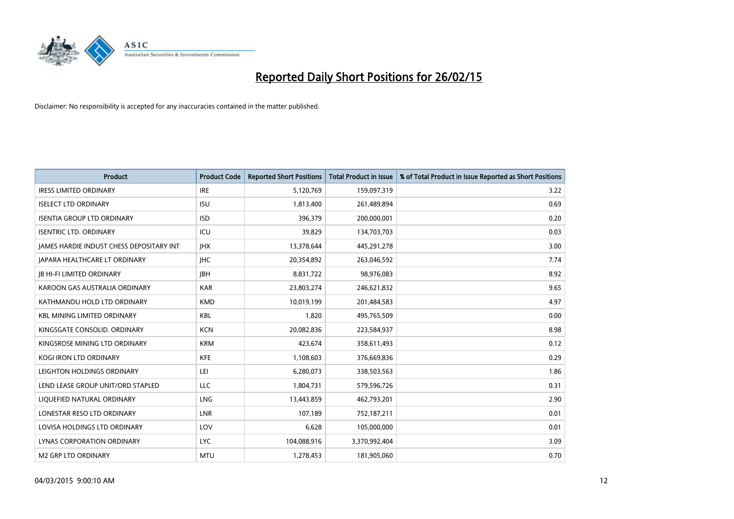# Reported Daily Short Positions for 26/02/15

Disclaimer: No responsibility is accepted for any inaccuracies contained in the matter published.

| Product | Product Code | Reported Short Positions | Total Product in Issue | % of Total Product in Issue Reported as Short Positions |
|---|---|---|---|---|
| IRESS LIMITED ORDINARY | IRE | 5,120,769 | 159,097,319 | 3.22 |
| ISELECT LTD ORDINARY | ISU | 1,813,400 | 261,489,894 | 0.69 |
| ISENTIA GROUP LTD ORDINARY | ISD | 396,379 | 200,000,001 | 0.20 |
| ISENTRIC LTD. ORDINARY | ICU | 39,829 | 134,703,703 | 0.03 |
| JAMES HARDIE INDUST CHESS DEPOSITARY INT | JHX | 13,378,644 | 445,291,278 | 3.00 |
| JAPARA HEALTHCARE LT ORDINARY | JHC | 20,354,892 | 263,046,592 | 7.74 |
| JB HI-FI LIMITED ORDINARY | JBH | 8,831,722 | 98,976,083 | 8.92 |
| KAROON GAS AUSTRALIA ORDINARY | KAR | 23,803,274 | 246,621,832 | 9.65 |
| KATHMANDU HOLD LTD ORDINARY | KMD | 10,019,199 | 201,484,583 | 4.97 |
| KBL MINING LIMITED ORDINARY | KBL | 1,820 | 495,765,509 | 0.00 |
| KINGSGATE CONSOLID. ORDINARY | KCN | 20,082,836 | 223,584,937 | 8.98 |
| KINGSROSE MINING LTD ORDINARY | KRM | 423,674 | 358,611,493 | 0.12 |
| KOGI IRON LTD ORDINARY | KFE | 1,108,603 | 376,669,836 | 0.29 |
| LEIGHTON HOLDINGS ORDINARY | LEI | 6,280,073 | 338,503,563 | 1.86 |
| LEND LEASE GROUP UNIT/ORD STAPLED | LLC | 1,804,731 | 579,596,726 | 0.31 |
| LIQUEFIED NATURAL ORDINARY | LNG | 13,443,859 | 462,793,201 | 2.90 |
| LONESTAR RESO LTD ORDINARY | LNR | 107,189 | 752,187,211 | 0.01 |
| LOVISA HOLDINGS LTD ORDINARY | LOV | 6,628 | 105,000,000 | 0.01 |
| LYNAS CORPORATION ORDINARY | LYC | 104,088,916 | 3,370,992,404 | 3.09 |
| M2 GRP LTD ORDINARY | MTU | 1,278,453 | 181,905,060 | 0.70 |

04/03/2015 9:00:10 AM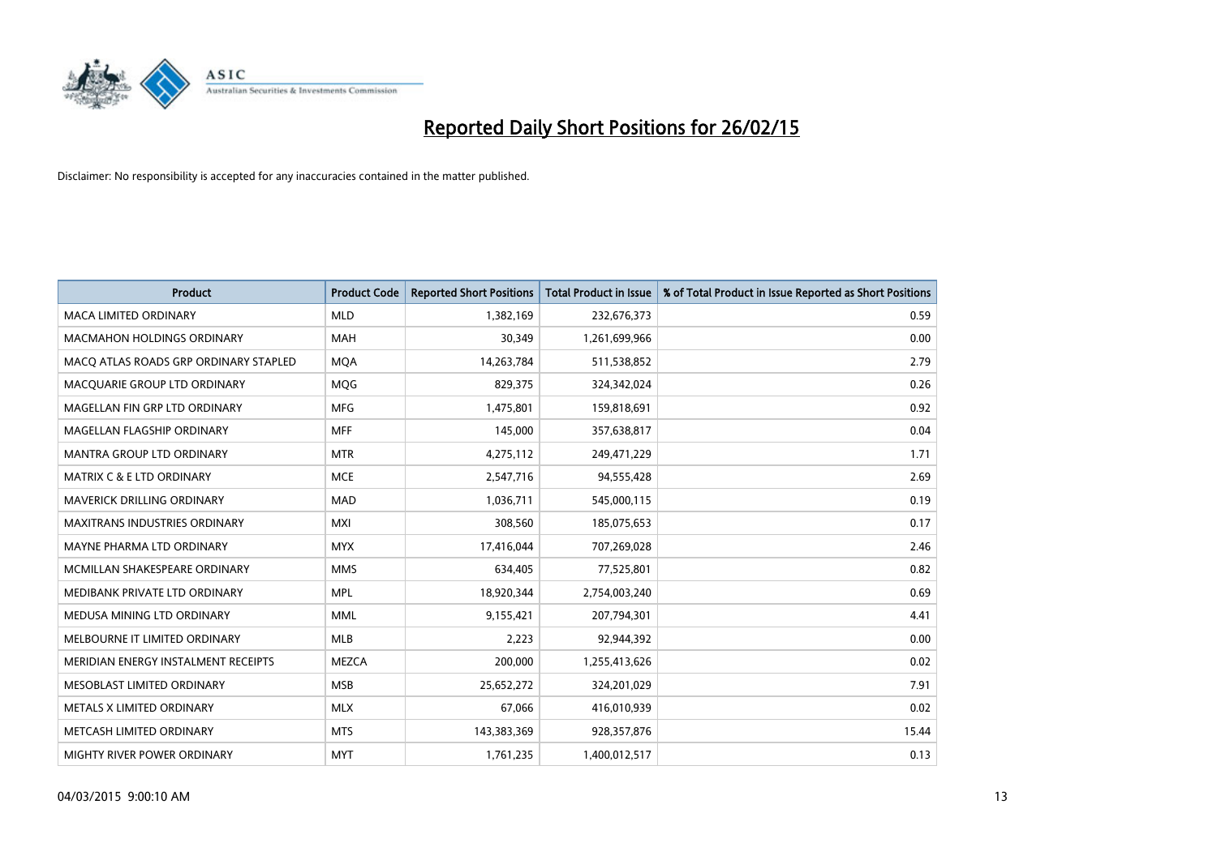# Reported Daily Short Positions for 26/02/15

Disclaimer: No responsibility is accepted for any inaccuracies contained in the matter published.

| Product | Product Code | Reported Short Positions | Total Product in Issue | % of Total Product in Issue Reported as Short Positions |
|---|---|---|---|---|
| MACA LIMITED ORDINARY | MLD | 1,382,169 | 232,676,373 | 0.59 |
| MACMAHON HOLDINGS ORDINARY | MAH | 30,349 | 1,261,699,966 | 0.00 |
| MACQ ATLAS ROADS GRP ORDINARY STAPLED | MQA | 14,263,784 | 511,538,852 | 2.79 |
| MACQUARIE GROUP LTD ORDINARY | MQG | 829,375 | 324,342,024 | 0.26 |
| MAGELLAN FIN GRP LTD ORDINARY | MFG | 1,475,801 | 159,818,691 | 0.92 |
| MAGELLAN FLAGSHIP ORDINARY | MFF | 145,000 | 357,638,817 | 0.04 |
| MANTRA GROUP LTD ORDINARY | MTR | 4,275,112 | 249,471,229 | 1.71 |
| MATRIX C & E LTD ORDINARY | MCE | 2,547,716 | 94,555,428 | 2.69 |
| MAVERICK DRILLING ORDINARY | MAD | 1,036,711 | 545,000,115 | 0.19 |
| MAXITRANS INDUSTRIES ORDINARY | MXI | 308,560 | 185,075,653 | 0.17 |
| MAYNE PHARMA LTD ORDINARY | MYX | 17,416,044 | 707,269,028 | 2.46 |
| MCMILLAN SHAKESPEARE ORDINARY | MMS | 634,405 | 77,525,801 | 0.82 |
| MEDIBANK PRIVATE LTD ORDINARY | MPL | 18,920,344 | 2,754,003,240 | 0.69 |
| MEDUSA MINING LTD ORDINARY | MML | 9,155,421 | 207,794,301 | 4.41 |
| MELBOURNE IT LIMITED ORDINARY | MLB | 2,223 | 92,944,392 | 0.00 |
| MERIDIAN ENERGY INSTALMENT RECEIPTS | MEZCA | 200,000 | 1,255,413,626 | 0.02 |
| MESOBLAST LIMITED ORDINARY | MSB | 25,652,272 | 324,201,029 | 7.91 |
| METALS X LIMITED ORDINARY | MLX | 67,066 | 416,010,939 | 0.02 |
| METCASH LIMITED ORDINARY | MTS | 143,383,369 | 928,357,876 | 15.44 |
| MIGHTY RIVER POWER ORDINARY | MYT | 1,761,235 | 1,400,012,517 | 0.13 |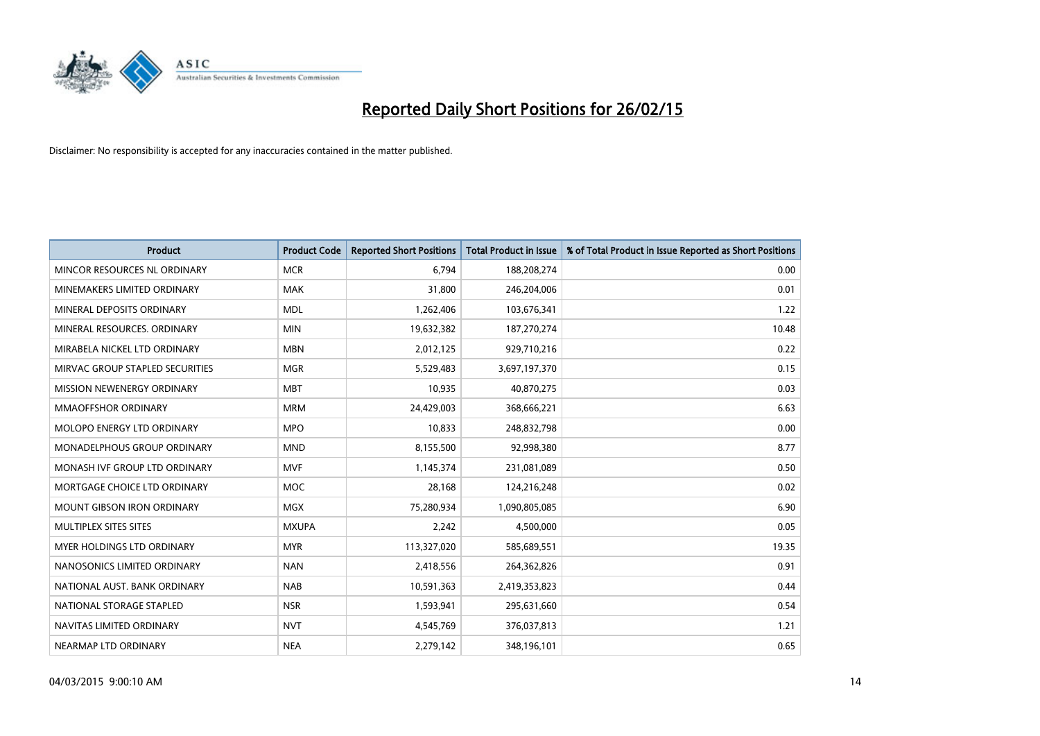# Reported Daily Short Positions for 26/02/15

Disclaimer: No responsibility is accepted for any inaccuracies contained in the matter published.

| Product | Product Code | Reported Short Positions | Total Product in Issue | % of Total Product in Issue Reported as Short Positions |
|---|---|---|---|---|
| MINCOR RESOURCES NL ORDINARY | MCR | 6,794 | 188,208,274 | 0.00 |
| MINEMAKERS LIMITED ORDINARY | MAK | 31,800 | 246,204,006 | 0.01 |
| MINERAL DEPOSITS ORDINARY | MDL | 1,262,406 | 103,676,341 | 1.22 |
| MINERAL RESOURCES. ORDINARY | MIN | 19,632,382 | 187,270,274 | 10.48 |
| MIRABELA NICKEL LTD ORDINARY | MBN | 2,012,125 | 929,710,216 | 0.22 |
| MIRVAC GROUP STAPLED SECURITIES | MGR | 5,529,483 | 3,697,197,370 | 0.15 |
| MISSION NEWENERGY ORDINARY | MBT | 10,935 | 40,870,275 | 0.03 |
| MMAOFFSHOR ORDINARY | MRM | 24,429,003 | 368,666,221 | 6.63 |
| MOLOPO ENERGY LTD ORDINARY | MPO | 10,833 | 248,832,798 | 0.00 |
| MONADELPHOUS GROUP ORDINARY | MND | 8,155,500 | 92,998,380 | 8.77 |
| MONASH IVF GROUP LTD ORDINARY | MVF | 1,145,374 | 231,081,089 | 0.50 |
| MORTGAGE CHOICE LTD ORDINARY | MOC | 28,168 | 124,216,248 | 0.02 |
| MOUNT GIBSON IRON ORDINARY | MGX | 75,280,934 | 1,090,805,085 | 6.90 |
| MULTIPLEX SITES SITES | MXUPA | 2,242 | 4,500,000 | 0.05 |
| MYER HOLDINGS LTD ORDINARY | MYR | 113,327,020 | 585,689,551 | 19.35 |
| NANOSONICS LIMITED ORDINARY | NAN | 2,418,556 | 264,362,826 | 0.91 |
| NATIONAL AUST. BANK ORDINARY | NAB | 10,591,363 | 2,419,353,823 | 0.44 |
| NATIONAL STORAGE STAPLED | NSR | 1,593,941 | 295,631,660 | 0.54 |
| NAVITAS LIMITED ORDINARY | NVT | 4,545,769 | 376,037,813 | 1.21 |
| NEARMAP LTD ORDINARY | NEA | 2,279,142 | 348,196,101 | 0.65 |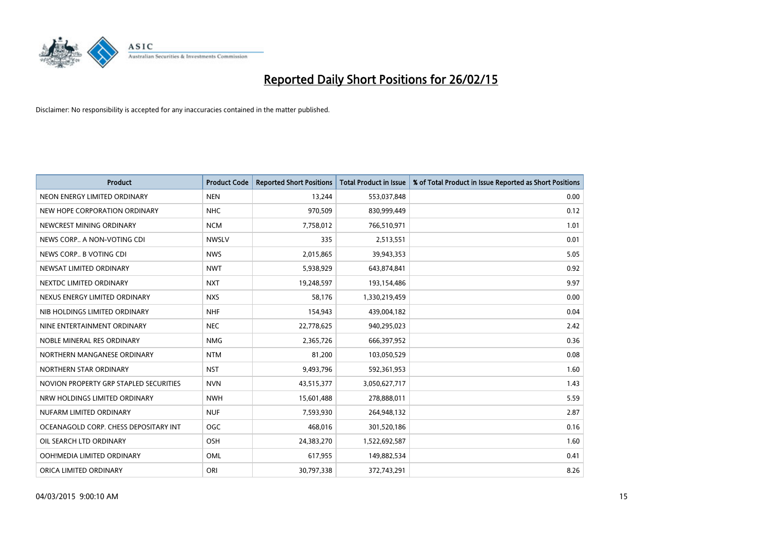# Reported Daily Short Positions for 26/02/15

Disclaimer: No responsibility is accepted for any inaccuracies contained in the matter published.

| Product | Product Code | Reported Short Positions | Total Product in Issue | % of Total Product in Issue Reported as Short Positions |
|---|---|---|---|---|
| NEON ENERGY LIMITED ORDINARY | NEN | 13,244 | 553,037,848 | 0.00 |
| NEW HOPE CORPORATION ORDINARY | NHC | 970,509 | 830,999,449 | 0.12 |
| NEWCREST MINING ORDINARY | NCM | 7,758,012 | 766,510,971 | 1.01 |
| NEWS CORP.. A NON-VOTING CDI | NWSLV | 335 | 2,513,551 | 0.01 |
| NEWS CORP.. B VOTING CDI | NWS | 2,015,865 | 39,943,353 | 5.05 |
| NEWSAT LIMITED ORDINARY | NWT | 5,938,929 | 643,874,841 | 0.92 |
| NEXTDC LIMITED ORDINARY | NXT | 19,248,597 | 193,154,486 | 9.97 |
| NEXUS ENERGY LIMITED ORDINARY | NXS | 58,176 | 1,330,219,459 | 0.00 |
| NIB HOLDINGS LIMITED ORDINARY | NHF | 154,943 | 439,004,182 | 0.04 |
| NINE ENTERTAINMENT ORDINARY | NEC | 22,778,625 | 940,295,023 | 2.42 |
| NOBLE MINERAL RES ORDINARY | NMG | 2,365,726 | 666,397,952 | 0.36 |
| NORTHERN MANGANESE ORDINARY | NTM | 81,200 | 103,050,529 | 0.08 |
| NORTHERN STAR ORDINARY | NST | 9,493,796 | 592,361,953 | 1.60 |
| NOVION PROPERTY GRP STAPLED SECURITIES | NVN | 43,515,377 | 3,050,627,717 | 1.43 |
| NRW HOLDINGS LIMITED ORDINARY | NWH | 15,601,488 | 278,888,011 | 5.59 |
| NUFARM LIMITED ORDINARY | NUF | 7,593,930 | 264,948,132 | 2.87 |
| OCEANAGOLD CORP. CHESS DEPOSITARY INT | OGC | 468,016 | 301,520,186 | 0.16 |
| OIL SEARCH LTD ORDINARY | OSH | 24,383,270 | 1,522,692,587 | 1.60 |
| OOH!MEDIA LIMITED ORDINARY | OML | 617,955 | 149,882,534 | 0.41 |
| ORICA LIMITED ORDINARY | ORI | 30,797,338 | 372,743,291 | 8.26 |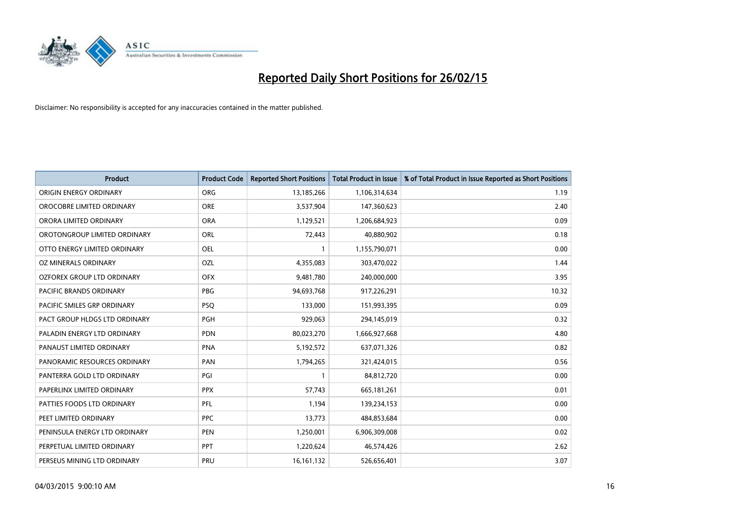# Reported Daily Short Positions for 26/02/15

Disclaimer: No responsibility is accepted for any inaccuracies contained in the matter published.

| Product | Product Code | Reported Short Positions | Total Product in Issue | % of Total Product in Issue Reported as Short Positions |
|---|---|---|---|---|
| ORIGIN ENERGY ORDINARY | ORG | 13,185,266 | 1,106,314,634 | 1.19 |
| OROCOBRE LIMITED ORDINARY | ORE | 3,537,904 | 147,360,623 | 2.40 |
| ORORA LIMITED ORDINARY | ORA | 1,129,521 | 1,206,684,923 | 0.09 |
| OROTONGROUP LIMITED ORDINARY | ORL | 72,443 | 40,880,902 | 0.18 |
| OTTO ENERGY LIMITED ORDINARY | OEL | 1 | 1,155,790,071 | 0.00 |
| OZ MINERALS ORDINARY | OZL | 4,355,083 | 303,470,022 | 1.44 |
| OZFOREX GROUP LTD ORDINARY | OFX | 9,481,780 | 240,000,000 | 3.95 |
| PACIFIC BRANDS ORDINARY | PBG | 94,693,768 | 917,226,291 | 10.32 |
| PACIFIC SMILES GRP ORDINARY | PSQ | 133,000 | 151,993,395 | 0.09 |
| PACT GROUP HLDGS LTD ORDINARY | PGH | 929,063 | 294,145,019 | 0.32 |
| PALADIN ENERGY LTD ORDINARY | PDN | 80,023,270 | 1,666,927,668 | 4.80 |
| PANAUST LIMITED ORDINARY | PNA | 5,192,572 | 637,071,326 | 0.82 |
| PANORAMIC RESOURCES ORDINARY | PAN | 1,794,265 | 321,424,015 | 0.56 |
| PANTERRA GOLD LTD ORDINARY | PGI | 1 | 84,812,720 | 0.00 |
| PAPERLINX LIMITED ORDINARY | PPX | 57,743 | 665,181,261 | 0.01 |
| PATTIES FOODS LTD ORDINARY | PFL | 1,194 | 139,234,153 | 0.00 |
| PEET LIMITED ORDINARY | PPC | 13,773 | 484,853,684 | 0.00 |
| PENINSULA ENERGY LTD ORDINARY | PEN | 1,250,001 | 6,906,309,008 | 0.02 |
| PERPETUAL LIMITED ORDINARY | PPT | 1,220,624 | 46,574,426 | 2.62 |
| PERSEUS MINING LTD ORDINARY | PRU | 16,161,132 | 526,656,401 | 3.07 |

04/03/2015 9:00:10 AM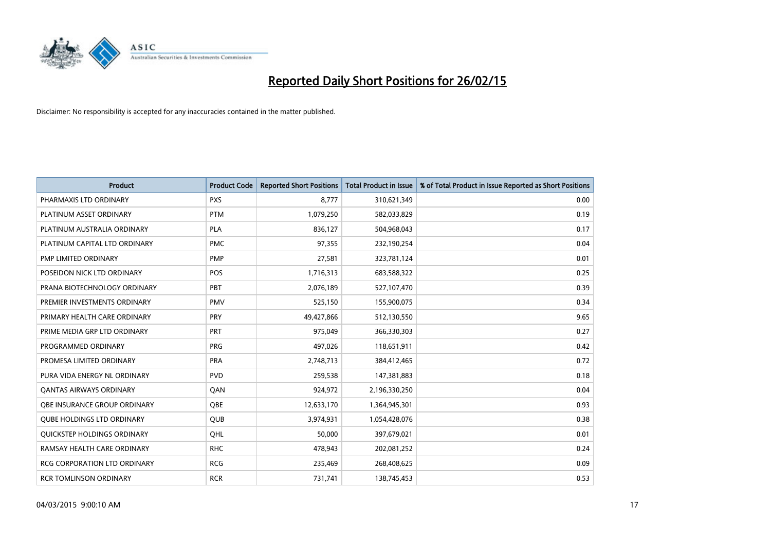# Reported Daily Short Positions for 26/02/15

Disclaimer: No responsibility is accepted for any inaccuracies contained in the matter published.

| Product | Product Code | Reported Short Positions | Total Product in Issue | % of Total Product in Issue Reported as Short Positions |
|---|---|---|---|---|
| PHARMAXIS LTD ORDINARY | PXS | 8,777 | 310,621,349 | 0.00 |
| PLATINUM ASSET ORDINARY | PTM | 1,079,250 | 582,033,829 | 0.19 |
| PLATINUM AUSTRALIA ORDINARY | PLA | 836,127 | 504,968,043 | 0.17 |
| PLATINUM CAPITAL LTD ORDINARY | PMC | 97,355 | 232,190,254 | 0.04 |
| PMP LIMITED ORDINARY | PMP | 27,581 | 323,781,124 | 0.01 |
| POSEIDON NICK LTD ORDINARY | POS | 1,716,313 | 683,588,322 | 0.25 |
| PRANA BIOTECHNOLOGY ORDINARY | PBT | 2,076,189 | 527,107,470 | 0.39 |
| PREMIER INVESTMENTS ORDINARY | PMV | 525,150 | 155,900,075 | 0.34 |
| PRIMARY HEALTH CARE ORDINARY | PRY | 49,427,866 | 512,130,550 | 9.65 |
| PRIME MEDIA GRP LTD ORDINARY | PRT | 975,049 | 366,330,303 | 0.27 |
| PROGRAMMED ORDINARY | PRG | 497,026 | 118,651,911 | 0.42 |
| PROMESA LIMITED ORDINARY | PRA | 2,748,713 | 384,412,465 | 0.72 |
| PURA VIDA ENERGY NL ORDINARY | PVD | 259,538 | 147,381,883 | 0.18 |
| QANTAS AIRWAYS ORDINARY | QAN | 924,972 | 2,196,330,250 | 0.04 |
| QBE INSURANCE GROUP ORDINARY | QBE | 12,633,170 | 1,364,945,301 | 0.93 |
| QUBE HOLDINGS LTD ORDINARY | QUB | 3,974,931 | 1,054,428,076 | 0.38 |
| QUICKSTEP HOLDINGS ORDINARY | QHL | 50,000 | 397,679,021 | 0.01 |
| RAMSAY HEALTH CARE ORDINARY | RHC | 478,943 | 202,081,252 | 0.24 |
| RCG CORPORATION LTD ORDINARY | RCG | 235,469 | 268,408,625 | 0.09 |
| RCR TOMLINSON ORDINARY | RCR | 731,741 | 138,745,453 | 0.53 |

04/03/2015 9:00:10 AM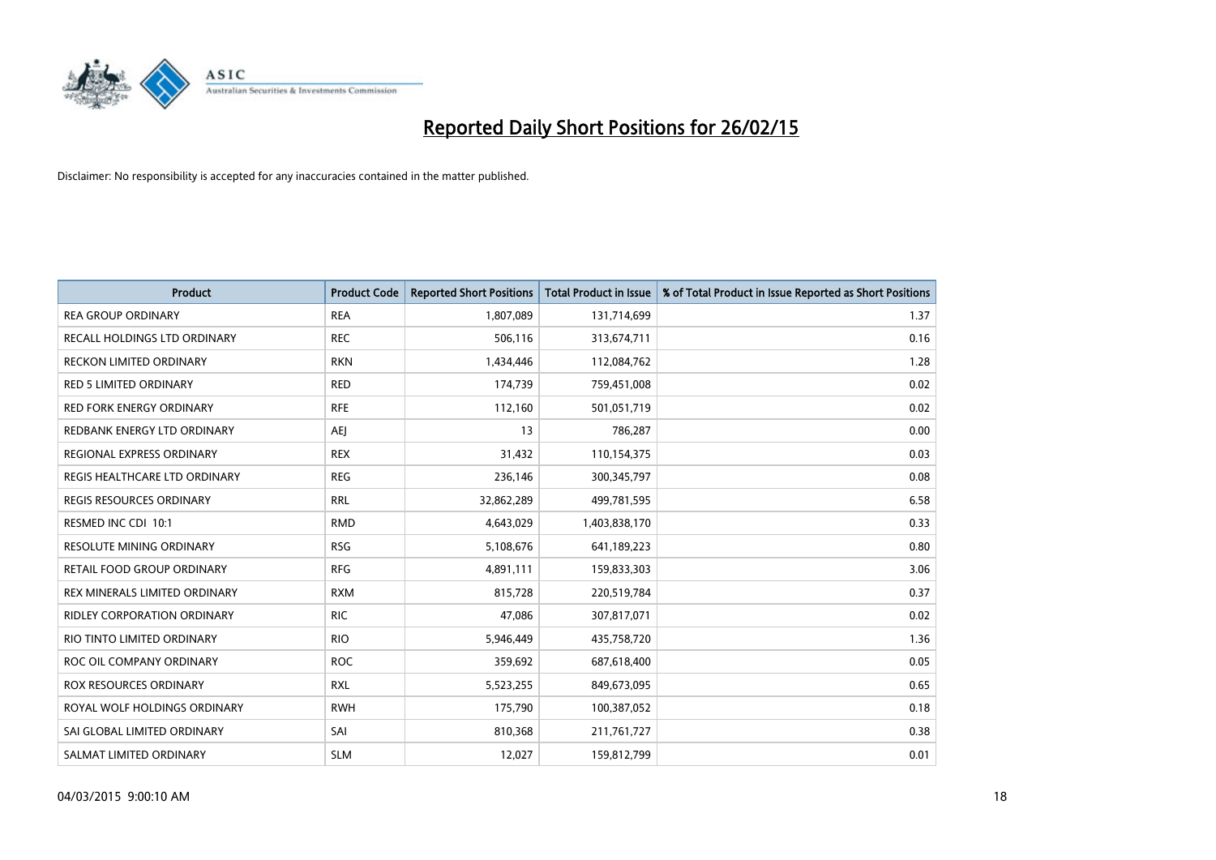# Reported Daily Short Positions for 26/02/15

Disclaimer: No responsibility is accepted for any inaccuracies contained in the matter published.

| Product | Product Code | Reported Short Positions | Total Product in Issue | % of Total Product in Issue Reported as Short Positions |
| --- | --- | --- | --- | --- |
| REA GROUP ORDINARY | REA | 1,807,089 | 131,714,699 | 1.37 |
| RECALL HOLDINGS LTD ORDINARY | REC | 506,116 | 313,674,711 | 0.16 |
| RECKON LIMITED ORDINARY | RKN | 1,434,446 | 112,084,762 | 1.28 |
| RED 5 LIMITED ORDINARY | RED | 174,739 | 759,451,008 | 0.02 |
| RED FORK ENERGY ORDINARY | RFE | 112,160 | 501,051,719 | 0.02 |
| REDBANK ENERGY LTD ORDINARY | AEJ | 13 | 786,287 | 0.00 |
| REGIONAL EXPRESS ORDINARY | REX | 31,432 | 110,154,375 | 0.03 |
| REGIS HEALTHCARE LTD ORDINARY | REG | 236,146 | 300,345,797 | 0.08 |
| REGIS RESOURCES ORDINARY | RRL | 32,862,289 | 499,781,595 | 6.58 |
| RESMED INC CDI 10:1 | RMD | 4,643,029 | 1,403,838,170 | 0.33 |
| RESOLUTE MINING ORDINARY | RSG | 5,108,676 | 641,189,223 | 0.80 |
| RETAIL FOOD GROUP ORDINARY | RFG | 4,891,111 | 159,833,303 | 3.06 |
| REX MINERALS LIMITED ORDINARY | RXM | 815,728 | 220,519,784 | 0.37 |
| RIDLEY CORPORATION ORDINARY | RIC | 47,086 | 307,817,071 | 0.02 |
| RIO TINTO LIMITED ORDINARY | RIO | 5,946,449 | 435,758,720 | 1.36 |
| ROC OIL COMPANY ORDINARY | ROC | 359,692 | 687,618,400 | 0.05 |
| ROX RESOURCES ORDINARY | RXL | 5,523,255 | 849,673,095 | 0.65 |
| ROYAL WOLF HOLDINGS ORDINARY | RWH | 175,790 | 100,387,052 | 0.18 |
| SAI GLOBAL LIMITED ORDINARY | SAI | 810,368 | 211,761,727 | 0.38 |
| SALMAT LIMITED ORDINARY | SLM | 12,027 | 159,812,799 | 0.01 |

04/03/2015 9:00:10 AM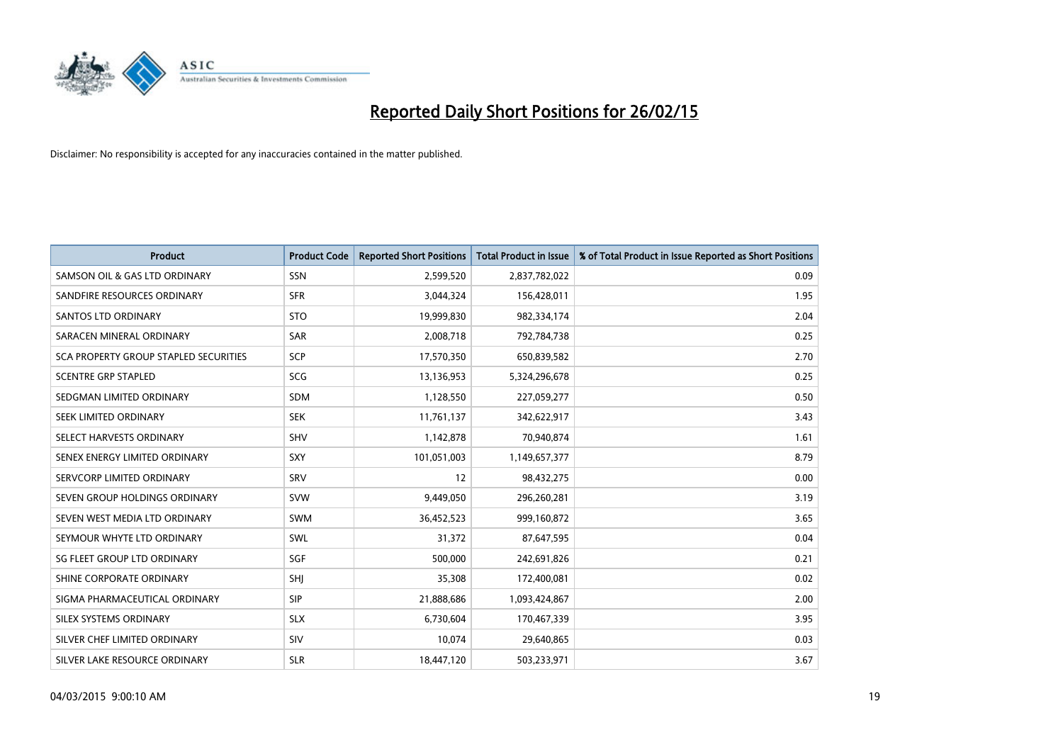# Reported Daily Short Positions for 26/02/15

Disclaimer: No responsibility is accepted for any inaccuracies contained in the matter published.

| Product | Product Code | Reported Short Positions | Total Product in Issue | % of Total Product in Issue Reported as Short Positions |
|---|---|---|---|---|
| SAMSON OIL & GAS LTD ORDINARY | SSN | 2,599,520 | 2,837,782,022 | 0.09 |
| SANDFIRE RESOURCES ORDINARY | SFR | 3,044,324 | 156,428,011 | 1.95 |
| SANTOS LTD ORDINARY | STO | 19,999,830 | 982,334,174 | 2.04 |
| SARACEN MINERAL ORDINARY | SAR | 2,008,718 | 792,784,738 | 0.25 |
| SCA PROPERTY GROUP STAPLED SECURITIES | SCP | 17,570,350 | 650,839,582 | 2.70 |
| SCENTRE GRP STAPLED | SCG | 13,136,953 | 5,324,296,678 | 0.25 |
| SEDGMAN LIMITED ORDINARY | SDM | 1,128,550 | 227,059,277 | 0.50 |
| SEEK LIMITED ORDINARY | SEK | 11,761,137 | 342,622,917 | 3.43 |
| SELECT HARVESTS ORDINARY | SHV | 1,142,878 | 70,940,874 | 1.61 |
| SENEX ENERGY LIMITED ORDINARY | SXY | 101,051,003 | 1,149,657,377 | 8.79 |
| SERVCORP LIMITED ORDINARY | SRV | 12 | 98,432,275 | 0.00 |
| SEVEN GROUP HOLDINGS ORDINARY | SVW | 9,449,050 | 296,260,281 | 3.19 |
| SEVEN WEST MEDIA LTD ORDINARY | SWM | 36,452,523 | 999,160,872 | 3.65 |
| SEYMOUR WHYTE LTD ORDINARY | SWL | 31,372 | 87,647,595 | 0.04 |
| SG FLEET GROUP LTD ORDINARY | SGF | 500,000 | 242,691,826 | 0.21 |
| SHINE CORPORATE ORDINARY | SHJ | 35,308 | 172,400,081 | 0.02 |
| SIGMA PHARMACEUTICAL ORDINARY | SIP | 21,888,686 | 1,093,424,867 | 2.00 |
| SILEX SYSTEMS ORDINARY | SLX | 6,730,604 | 170,467,339 | 3.95 |
| SILVER CHEF LIMITED ORDINARY | SIV | 10,074 | 29,640,865 | 0.03 |
| SILVER LAKE RESOURCE ORDINARY | SLR | 18,447,120 | 503,233,971 | 3.67 |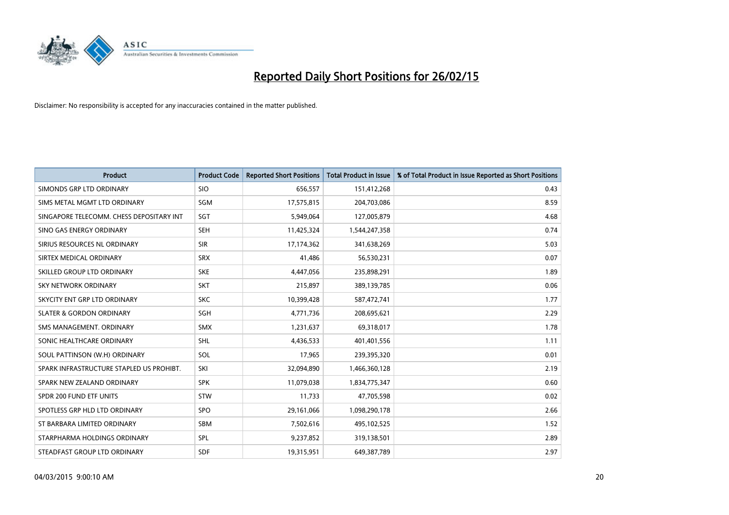# Reported Daily Short Positions for 26/02/15

Disclaimer: No responsibility is accepted for any inaccuracies contained in the matter published.

| Product | Product Code | Reported Short Positions | Total Product in Issue | % of Total Product in Issue Reported as Short Positions |
|---|---|---|---|---|
| SIMONDS GRP LTD ORDINARY | SIO | 656,557 | 151,412,268 | 0.43 |
| SIMS METAL MGMT LTD ORDINARY | SGM | 17,575,815 | 204,703,086 | 8.59 |
| SINGAPORE TELECOMM. CHESS DEPOSITARY INT | SGT | 5,949,064 | 127,005,879 | 4.68 |
| SINO GAS ENERGY ORDINARY | SEH | 11,425,324 | 1,544,247,358 | 0.74 |
| SIRIUS RESOURCES NL ORDINARY | SIR | 17,174,362 | 341,638,269 | 5.03 |
| SIRTEX MEDICAL ORDINARY | SRX | 41,486 | 56,530,231 | 0.07 |
| SKILLED GROUP LTD ORDINARY | SKE | 4,447,056 | 235,898,291 | 1.89 |
| SKY NETWORK ORDINARY | SKT | 215,897 | 389,139,785 | 0.06 |
| SKYCITY ENT GRP LTD ORDINARY | SKC | 10,399,428 | 587,472,741 | 1.77 |
| SLATER & GORDON ORDINARY | SGH | 4,771,736 | 208,695,621 | 2.29 |
| SMS MANAGEMENT. ORDINARY | SMX | 1,231,637 | 69,318,017 | 1.78 |
| SONIC HEALTHCARE ORDINARY | SHL | 4,436,533 | 401,401,556 | 1.11 |
| SOUL PATTINSON (W.H) ORDINARY | SOL | 17,965 | 239,395,320 | 0.01 |
| SPARK INFRASTRUCTURE STAPLED US PROHIBT. | SKI | 32,094,890 | 1,466,360,128 | 2.19 |
| SPARK NEW ZEALAND ORDINARY | SPK | 11,079,038 | 1,834,775,347 | 0.60 |
| SPDR 200 FUND ETF UNITS | STW | 11,733 | 47,705,598 | 0.02 |
| SPOTLESS GRP HLD LTD ORDINARY | SPO | 29,161,066 | 1,098,290,178 | 2.66 |
| ST BARBARA LIMITED ORDINARY | SBM | 7,502,616 | 495,102,525 | 1.52 |
| STARPHARMA HOLDINGS ORDINARY | SPL | 9,237,852 | 319,138,501 | 2.89 |
| STEADFAST GROUP LTD ORDINARY | SDF | 19,315,951 | 649,387,789 | 2.97 |

04/03/2015 9:00:10 AM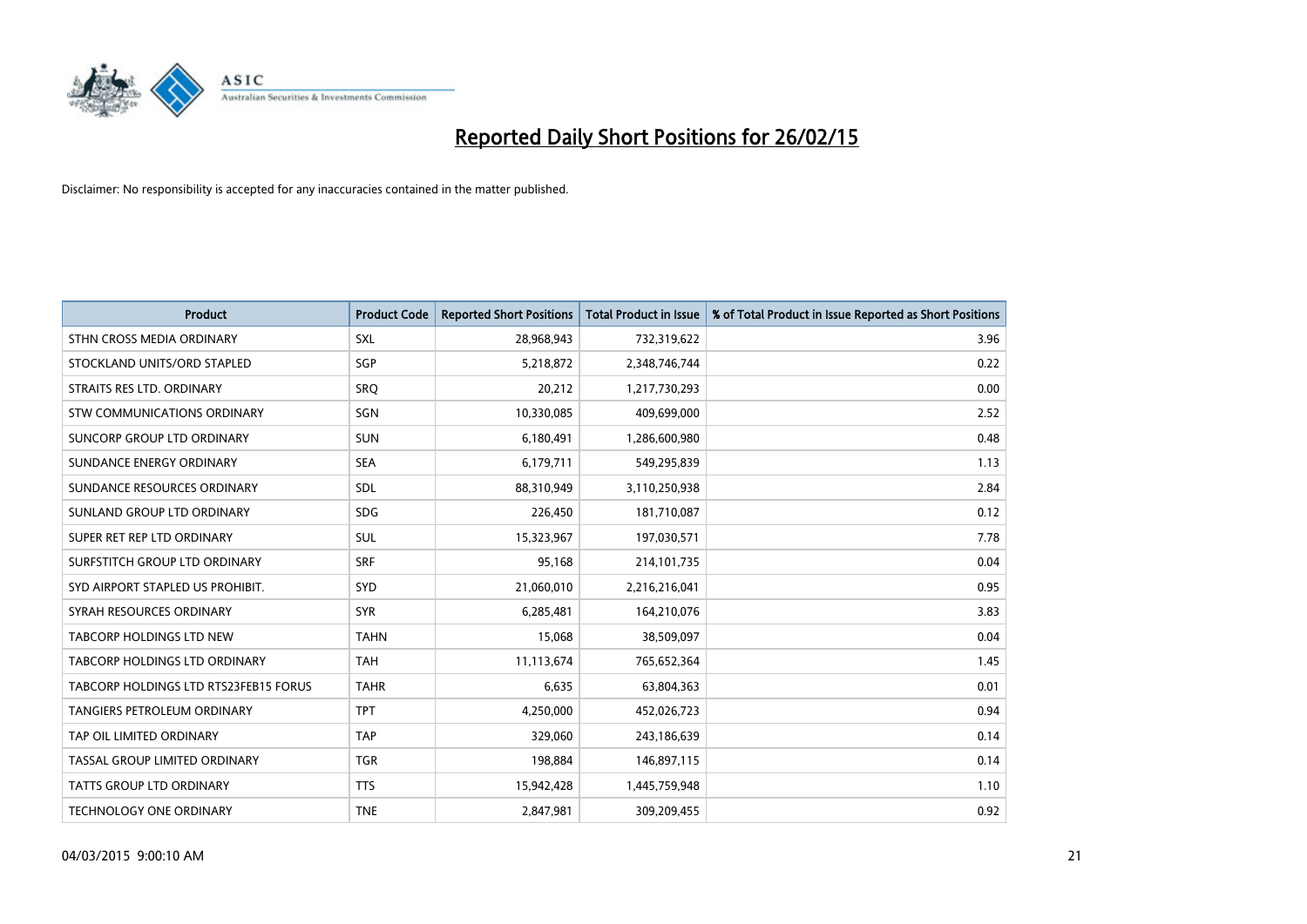# Reported Daily Short Positions for 26/02/15

Disclaimer: No responsibility is accepted for any inaccuracies contained in the matter published.

| Product | Product Code | Reported Short Positions | Total Product in Issue | % of Total Product in Issue Reported as Short Positions |
|---|---|---|---|---|
| STHN CROSS MEDIA ORDINARY | SXL | 28,968,943 | 732,319,622 | 3.96 |
| STOCKLAND UNITS/ORD STAPLED | SGP | 5,218,872 | 2,348,746,744 | 0.22 |
| STRAITS RES LTD. ORDINARY | SRQ | 20,212 | 1,217,730,293 | 0.00 |
| STW COMMUNICATIONS ORDINARY | SGN | 10,330,085 | 409,699,000 | 2.52 |
| SUNCORP GROUP LTD ORDINARY | SUN | 6,180,491 | 1,286,600,980 | 0.48 |
| SUNDANCE ENERGY ORDINARY | SEA | 6,179,711 | 549,295,839 | 1.13 |
| SUNDANCE RESOURCES ORDINARY | SDL | 88,310,949 | 3,110,250,938 | 2.84 |
| SUNLAND GROUP LTD ORDINARY | SDG | 226,450 | 181,710,087 | 0.12 |
| SUPER RET REP LTD ORDINARY | SUL | 15,323,967 | 197,030,571 | 7.78 |
| SURFSTITCH GROUP LTD ORDINARY | SRF | 95,168 | 214,101,735 | 0.04 |
| SYD AIRPORT STAPLED US PROHIBIT. | SYD | 21,060,010 | 2,216,216,041 | 0.95 |
| SYRAH RESOURCES ORDINARY | SYR | 6,285,481 | 164,210,076 | 3.83 |
| TABCORP HOLDINGS LTD NEW | TAHN | 15,068 | 38,509,097 | 0.04 |
| TABCORP HOLDINGS LTD ORDINARY | TAH | 11,113,674 | 765,652,364 | 1.45 |
| TABCORP HOLDINGS LTD RTS23FEB15 FORUS | TAHR | 6,635 | 63,804,363 | 0.01 |
| TANGIERS PETROLEUM ORDINARY | TPT | 4,250,000 | 452,026,723 | 0.94 |
| TAP OIL LIMITED ORDINARY | TAP | 329,060 | 243,186,639 | 0.14 |
| TASSAL GROUP LIMITED ORDINARY | TGR | 198,884 | 146,897,115 | 0.14 |
| TATTS GROUP LTD ORDINARY | TTS | 15,942,428 | 1,445,759,948 | 1.10 |
| TECHNOLOGY ONE ORDINARY | TNE | 2,847,981 | 309,209,455 | 0.92 |

04/03/2015 9:00:10 AM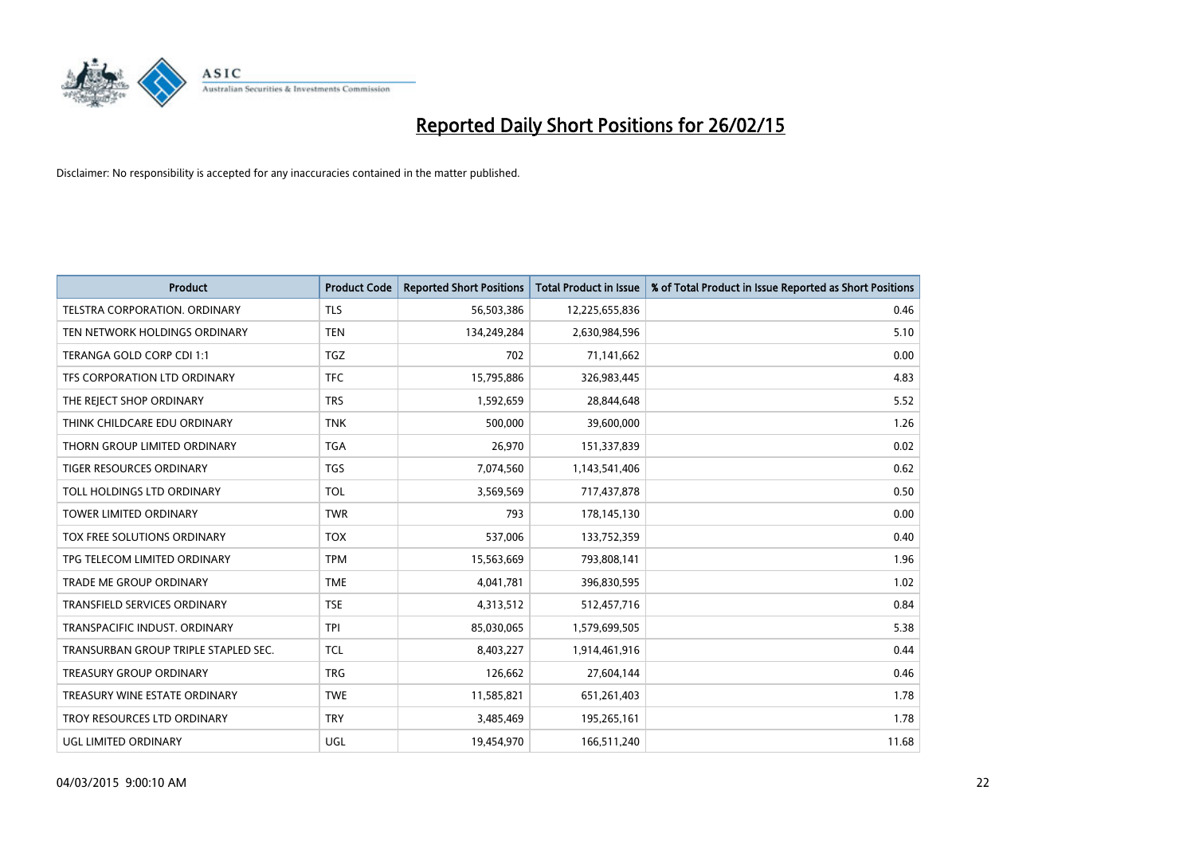# Reported Daily Short Positions for 26/02/15

Disclaimer: No responsibility is accepted for any inaccuracies contained in the matter published.

| Product | Product Code | Reported Short Positions | Total Product in Issue | % of Total Product in Issue Reported as Short Positions |
|---|---|---|---|---|
| TELSTRA CORPORATION. ORDINARY | TLS | 56,503,386 | 12,225,655,836 | 0.46 |
| TEN NETWORK HOLDINGS ORDINARY | TEN | 134,249,284 | 2,630,984,596 | 5.10 |
| TERANGA GOLD CORP CDI 1:1 | TGZ | 702 | 71,141,662 | 0.00 |
| TFS CORPORATION LTD ORDINARY | TFC | 15,795,886 | 326,983,445 | 4.83 |
| THE REJECT SHOP ORDINARY | TRS | 1,592,659 | 28,844,648 | 5.52 |
| THINK CHILDCARE EDU ORDINARY | TNK | 500,000 | 39,600,000 | 1.26 |
| THORN GROUP LIMITED ORDINARY | TGA | 26,970 | 151,337,839 | 0.02 |
| TIGER RESOURCES ORDINARY | TGS | 7,074,560 | 1,143,541,406 | 0.62 |
| TOLL HOLDINGS LTD ORDINARY | TOL | 3,569,569 | 717,437,878 | 0.50 |
| TOWER LIMITED ORDINARY | TWR | 793 | 178,145,130 | 0.00 |
| TOX FREE SOLUTIONS ORDINARY | TOX | 537,006 | 133,752,359 | 0.40 |
| TPG TELECOM LIMITED ORDINARY | TPM | 15,563,669 | 793,808,141 | 1.96 |
| TRADE ME GROUP ORDINARY | TME | 4,041,781 | 396,830,595 | 1.02 |
| TRANSFIELD SERVICES ORDINARY | TSE | 4,313,512 | 512,457,716 | 0.84 |
| TRANSPACIFIC INDUST. ORDINARY | TPI | 85,030,065 | 1,579,699,505 | 5.38 |
| TRANSURBAN GROUP TRIPLE STAPLED SEC. | TCL | 8,403,227 | 1,914,461,916 | 0.44 |
| TREASURY GROUP ORDINARY | TRG | 126,662 | 27,604,144 | 0.46 |
| TREASURY WINE ESTATE ORDINARY | TWE | 11,585,821 | 651,261,403 | 1.78 |
| TROY RESOURCES LTD ORDINARY | TRY | 3,485,469 | 195,265,161 | 1.78 |
| UGL LIMITED ORDINARY | UGL | 19,454,970 | 166,511,240 | 11.68 |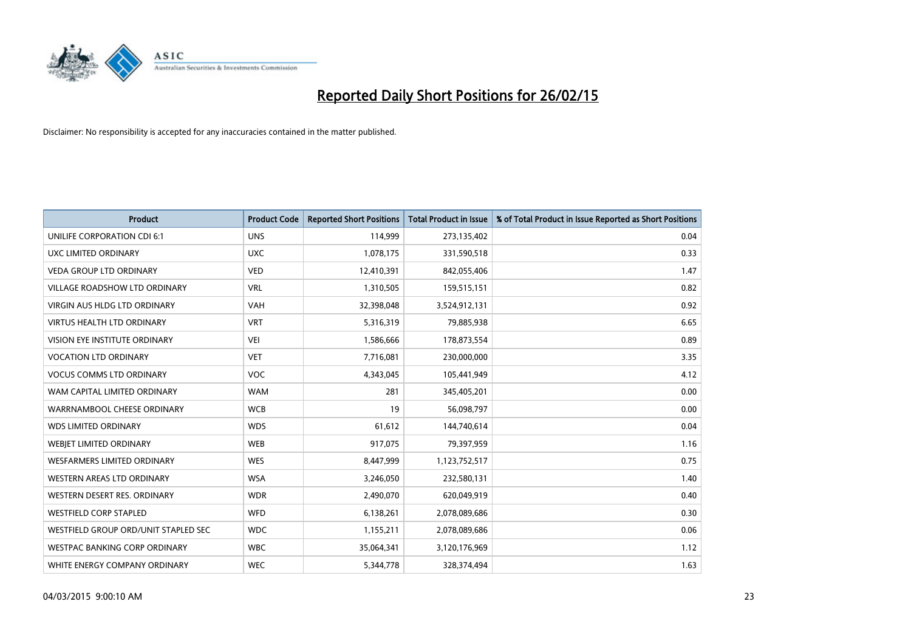# Reported Daily Short Positions for 26/02/15

Disclaimer: No responsibility is accepted for any inaccuracies contained in the matter published.

| Product | Product Code | Reported Short Positions | Total Product in Issue | % of Total Product in Issue Reported as Short Positions |
|---|---|---|---|---|
| UNILIFE CORPORATION CDI 6:1 | UNS | 114,999 | 273,135,402 | 0.04 |
| UXC LIMITED ORDINARY | UXC | 1,078,175 | 331,590,518 | 0.33 |
| VEDA GROUP LTD ORDINARY | VED | 12,410,391 | 842,055,406 | 1.47 |
| VILLAGE ROADSHOW LTD ORDINARY | VRL | 1,310,505 | 159,515,151 | 0.82 |
| VIRGIN AUS HLDG LTD ORDINARY | VAH | 32,398,048 | 3,524,912,131 | 0.92 |
| VIRTUS HEALTH LTD ORDINARY | VRT | 5,316,319 | 79,885,938 | 6.65 |
| VISION EYE INSTITUTE ORDINARY | VEI | 1,586,666 | 178,873,554 | 0.89 |
| VOCATION LTD ORDINARY | VET | 7,716,081 | 230,000,000 | 3.35 |
| VOCUS COMMS LTD ORDINARY | VOC | 4,343,045 | 105,441,949 | 4.12 |
| WAM CAPITAL LIMITED ORDINARY | WAM | 281 | 345,405,201 | 0.00 |
| WARRNAMBOOL CHEESE ORDINARY | WCB | 19 | 56,098,797 | 0.00 |
| WDS LIMITED ORDINARY | WDS | 61,612 | 144,740,614 | 0.04 |
| WEBJET LIMITED ORDINARY | WEB | 917,075 | 79,397,959 | 1.16 |
| WESFARMERS LIMITED ORDINARY | WES | 8,447,999 | 1,123,752,517 | 0.75 |
| WESTERN AREAS LTD ORDINARY | WSA | 3,246,050 | 232,580,131 | 1.40 |
| WESTERN DESERT RES. ORDINARY | WDR | 2,490,070 | 620,049,919 | 0.40 |
| WESTFIELD CORP STAPLED | WFD | 6,138,261 | 2,078,089,686 | 0.30 |
| WESTFIELD GROUP ORD/UNIT STAPLED SEC | WDC | 1,155,211 | 2,078,089,686 | 0.06 |
| WESTPAC BANKING CORP ORDINARY | WBC | 35,064,341 | 3,120,176,969 | 1.12 |
| WHITE ENERGY COMPANY ORDINARY | WEC | 5,344,778 | 328,374,494 | 1.63 |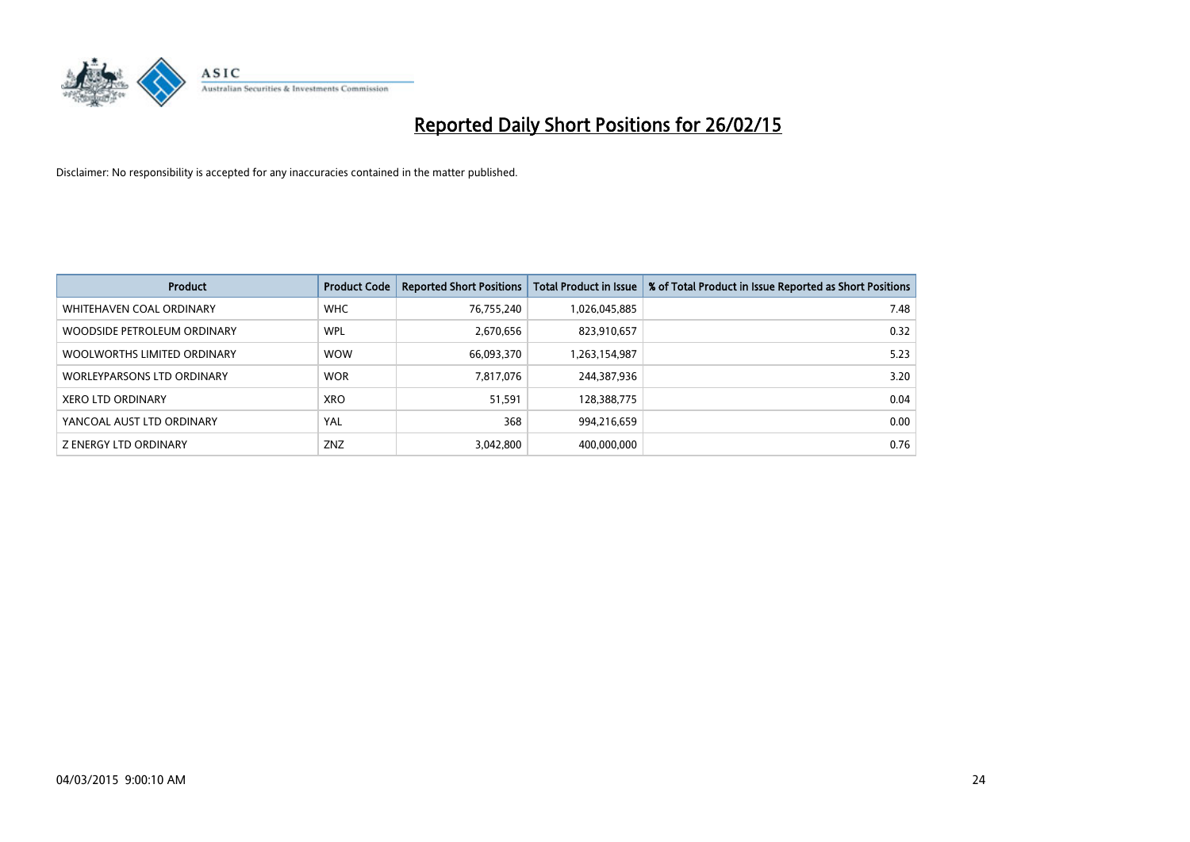# Reported Daily Short Positions for 26/02/15

Disclaimer: No responsibility is accepted for any inaccuracies contained in the matter published.

| Product | Product Code | Reported Short Positions | Total Product in Issue | % of Total Product in Issue Reported as Short Positions |
| --- | --- | --- | --- | --- |
| WHITEHAVEN COAL ORDINARY | WHC | 76,755,240 | 1,026,045,885 | 7.48 |
| WOODSIDE PETROLEUM ORDINARY | WPL | 2,670,656 | 823,910,657 | 0.32 |
| WOOLWORTHS LIMITED ORDINARY | WOW | 66,093,370 | 1,263,154,987 | 5.23 |
| WORLEYPARSONS LTD ORDINARY | WOR | 7,817,076 | 244,387,936 | 3.20 |
| XERO LTD ORDINARY | XRO | 51,591 | 128,388,775 | 0.04 |
| YANCOAL AUST LTD ORDINARY | YAL | 368 | 994,216,659 | 0.00 |
| Z ENERGY LTD ORDINARY | ZNZ | 3,042,800 | 400,000,000 | 0.76 |